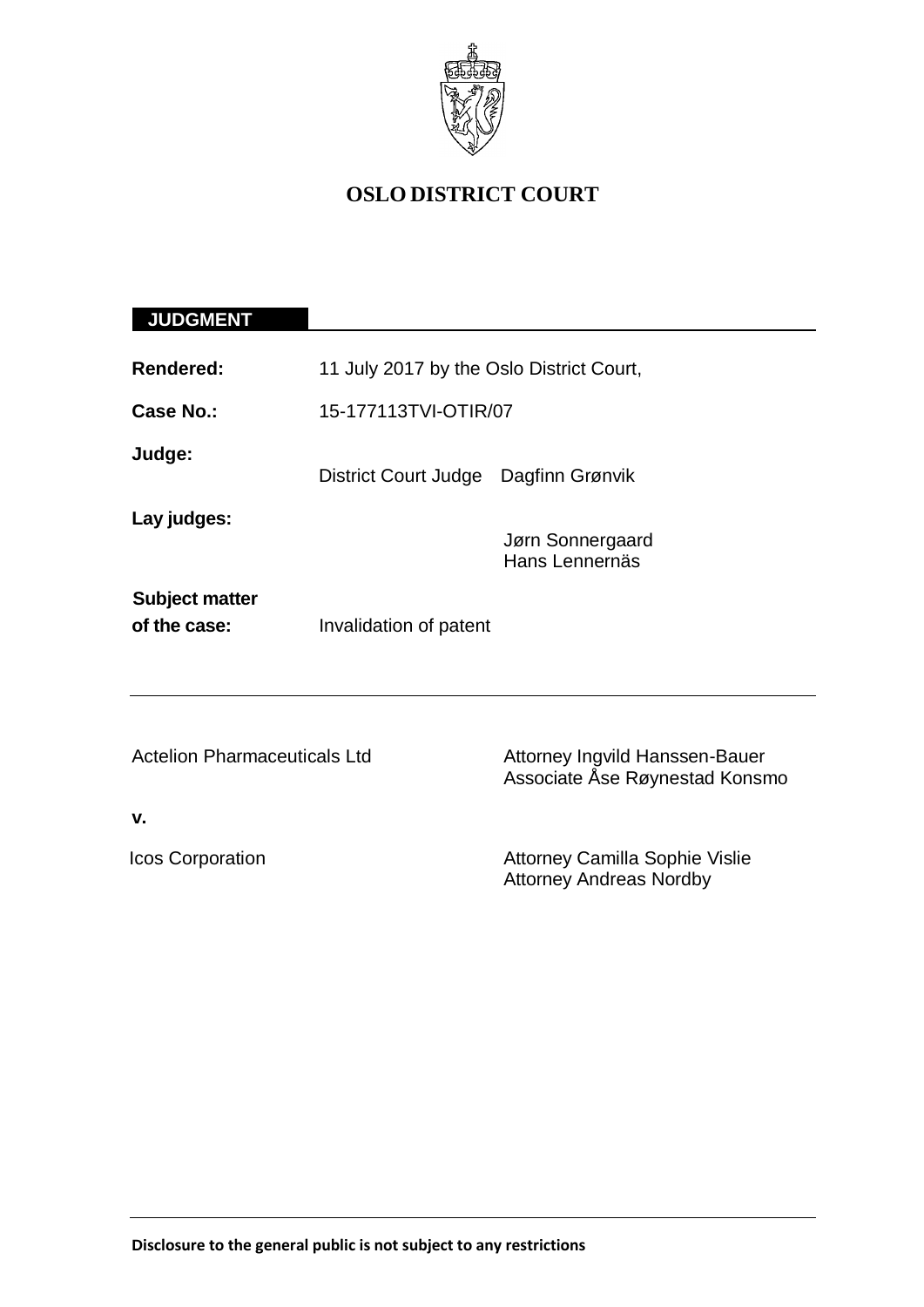# OSLO DISTRICT COURT

**JUDGMENT**

| | |
|---|---|
| **Rendered:** | 11 July 2017 by the Oslo District Court, |
| **Case No.:** | 15-177113TVI-OTIR/07 |
| **Judge:** | District Court Judge Dagfinn Grønvik |
| **Lay judges:** | Jørn Sonnergaard<br>Hans Lennernäs |
| **Subject matter of the case:** | Invalidation of patent |

---

| | |
|---|---|
| Actelion Pharmaceuticals Ltd | Attorney Ingvild Hanssen-Bauer<br>Associate Åse Røynestad Konsmo |
| **v.** | |
| Icos Corporation | Attorney Camilla Sophie Vislie<br>Attorney Andreas Nordby |

---

**Disclosure to the general public is not subject to any restrictions**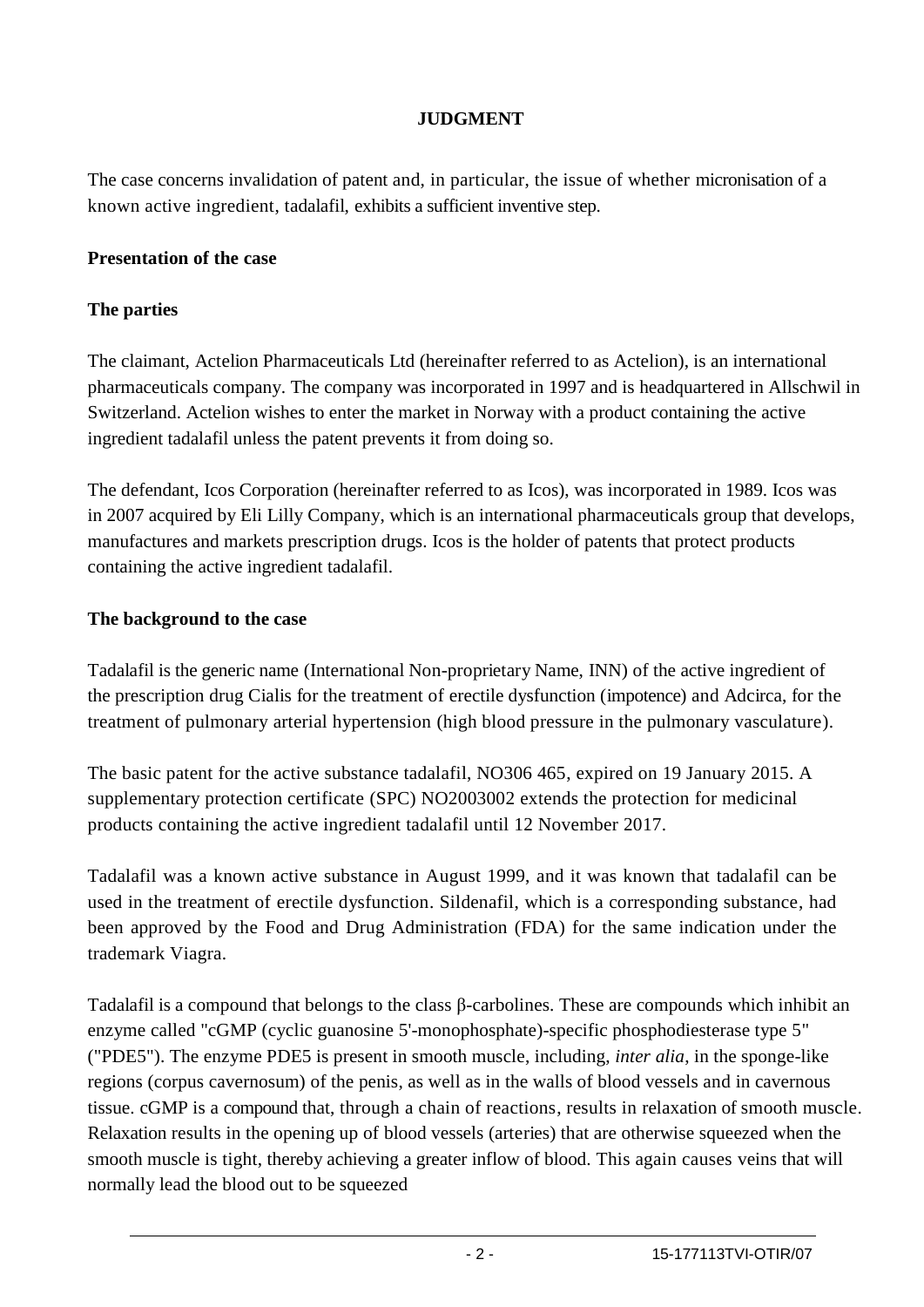**JUDGMENT**

The case concerns invalidation of patent and, in particular, the issue of whether micronisation of a known active ingredient, tadalafil, exhibits a sufficient inventive step.

**Presentation of the case**

**The parties**

The claimant, Actelion Pharmaceuticals Ltd (hereinafter referred to as Actelion), is an international pharmaceuticals company. The company was incorporated in 1997 and is headquartered in Allschwil in Switzerland. Actelion wishes to enter the market in Norway with a product containing the active ingredient tadalafil unless the patent prevents it from doing so.

The defendant, Icos Corporation (hereinafter referred to as Icos), was incorporated in 1989. Icos was in 2007 acquired by Eli Lilly Company, which is an international pharmaceuticals group that develops, manufactures and markets prescription drugs. Icos is the holder of patents that protect products containing the active ingredient tadalafil.

**The background to the case**

Tadalafil is the generic name (International Non-proprietary Name, INN) of the active ingredient of the prescription drug Cialis for the treatment of erectile dysfunction (impotence) and Adcirca, for the treatment of pulmonary arterial hypertension (high blood pressure in the pulmonary vasculature).

The basic patent for the active substance tadalafil, NO306 465, expired on 19 January 2015. A supplementary protection certificate (SPC) NO2003002 extends the protection for medicinal products containing the active ingredient tadalafil until 12 November 2017.

Tadalafil was a known active substance in August 1999, and it was known that tadalafil can be used in the treatment of erectile dysfunction. Sildenafil, which is a corresponding substance, had been approved by the Food and Drug Administration (FDA) for the same indication under the trademark Viagra.

Tadalafil is a compound that belongs to the class β-carbolines. These are compounds which inhibit an enzyme called "cGMP (cyclic guanosine 5'-monophosphate)-specific phosphodiesterase type 5" ("PDE5"). The enzyme PDE5 is present in smooth muscle, including, *inter alia*, in the sponge-like regions (corpus cavernosum) of the penis, as well as in the walls of blood vessels and in cavernous tissue. cGMP is a compound that, through a chain of reactions, results in relaxation of smooth muscle. Relaxation results in the opening up of blood vessels (arteries) that are otherwise squeezed when the smooth muscle is tight, thereby achieving a greater inflow of blood. This again causes veins that will normally lead the blood out to be squeezed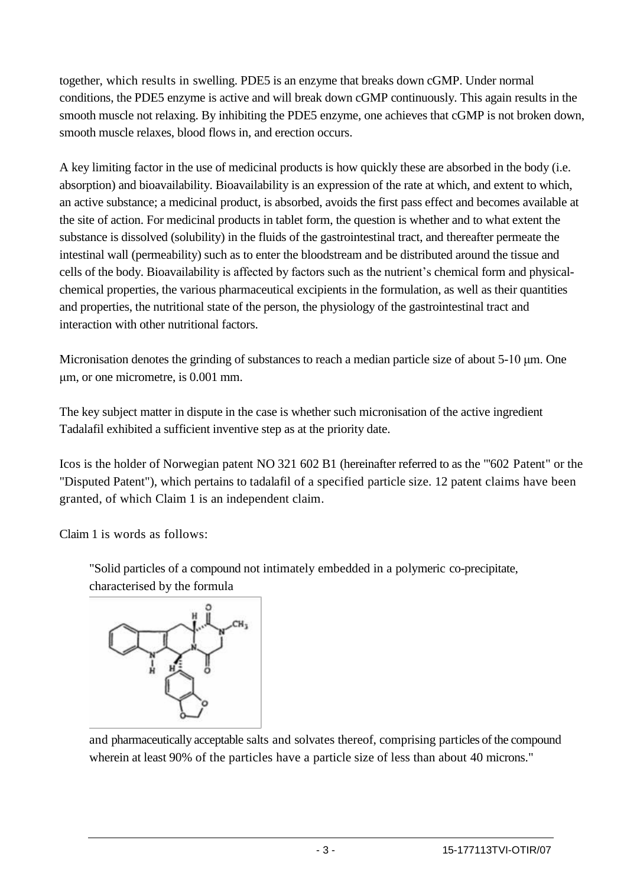together, which results in swelling. PDE5 is an enzyme that breaks down cGMP. Under normal conditions, the PDE5 enzyme is active and will break down cGMP continuously. This again results in the smooth muscle not relaxing. By inhibiting the PDE5 enzyme, one achieves that cGMP is not broken down, smooth muscle relaxes, blood flows in, and erection occurs.

A key limiting factor in the use of medicinal products is how quickly these are absorbed in the body (i.e. absorption) and bioavailability. Bioavailability is an expression of the rate at which, and extent to which, an active substance; a medicinal product, is absorbed, avoids the first pass effect and becomes available at the site of action. For medicinal products in tablet form, the question is whether and to what extent the substance is dissolved (solubility) in the fluids of the gastrointestinal tract, and thereafter permeate the intestinal wall (permeability) such as to enter the bloodstream and be distributed around the tissue and cells of the body. Bioavailability is affected by factors such as the nutrient's chemical form and physical-chemical properties, the various pharmaceutical excipients in the formulation, as well as their quantities and properties, the nutritional state of the person, the physiology of the gastrointestinal tract and interaction with other nutritional factors.

Micronisation denotes the grinding of substances to reach a median particle size of about 5-10 μm. One μm, or one micrometre, is 0.001 mm.

The key subject matter in dispute in the case is whether such micronisation of the active ingredient Tadalafil exhibited a sufficient inventive step as at the priority date.

Icos is the holder of Norwegian patent NO 321 602 B1 (hereinafter referred to as the "'602 Patent" or the "Disputed Patent"), which pertains to tadalafil of a specified particle size. 12 patent claims have been granted, of which Claim 1 is an independent claim.

Claim 1 is words as follows:

> "Solid particles of a compound not intimately embedded in a polymeric co-precipitate, characterised by the formula
>
> and pharmaceutically acceptable salts and solvates thereof, comprising particles of the compound wherein at least 90% of the particles have a particle size of less than about 40 microns."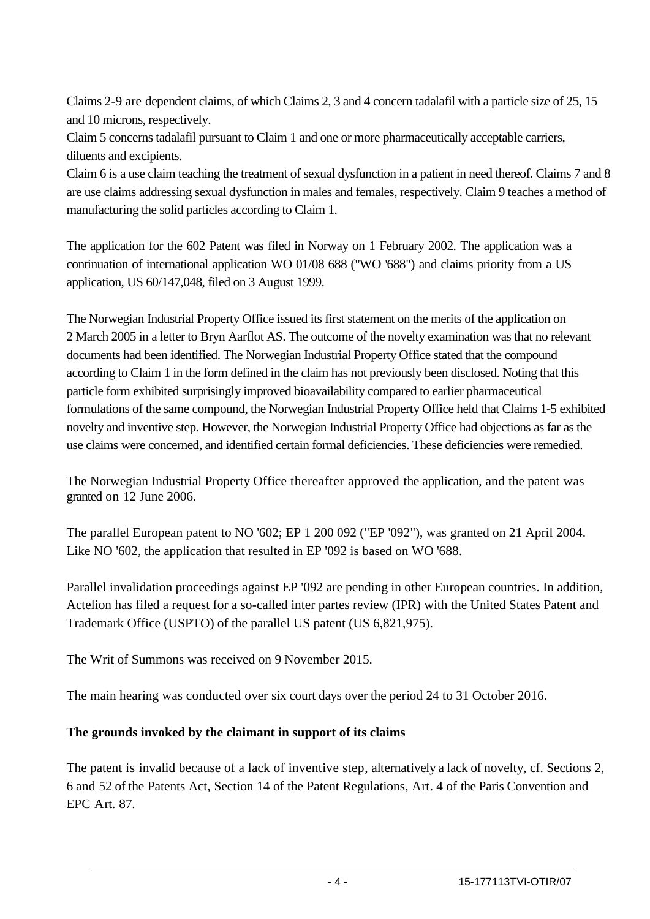Claims 2-9 are dependent claims, of which Claims 2, 3 and 4 concern tadalafil with a particle size of 25, 15 and 10 microns, respectively.

Claim 5 concerns tadalafil pursuant to Claim 1 and one or more pharmaceutically acceptable carriers, diluents and excipients.

Claim 6 is a use claim teaching the treatment of sexual dysfunction in a patient in need thereof. Claims 7 and 8 are use claims addressing sexual dysfunction in males and females, respectively. Claim 9 teaches a method of manufacturing the solid particles according to Claim 1.

The application for the 602 Patent was filed in Norway on 1 February 2002. The application was a continuation of international application WO 01/08 688 ("WO '688") and claims priority from a US application, US 60/147,048, filed on 3 August 1999.

The Norwegian Industrial Property Office issued its first statement on the merits of the application on 2 March 2005 in a letter to Bryn Aarflot AS. The outcome of the novelty examination was that no relevant documents had been identified. The Norwegian Industrial Property Office stated that the compound according to Claim 1 in the form defined in the claim has not previously been disclosed. Noting that this particle form exhibited surprisingly improved bioavailability compared to earlier pharmaceutical formulations of the same compound, the Norwegian Industrial Property Office held that Claims 1-5 exhibited novelty and inventive step. However, the Norwegian Industrial Property Office had objections as far as the use claims were concerned, and identified certain formal deficiencies. These deficiencies were remedied.

The Norwegian Industrial Property Office thereafter approved the application, and the patent was granted on 12 June 2006.

The parallel European patent to NO '602; EP 1 200 092 ("EP '092"), was granted on 21 April 2004. Like NO '602, the application that resulted in EP '092 is based on WO '688.

Parallel invalidation proceedings against EP '092 are pending in other European countries. In addition, Actelion has filed a request for a so-called inter partes review (IPR) with the United States Patent and Trademark Office (USPTO) of the parallel US patent (US 6,821,975).

The Writ of Summons was received on 9 November 2015.

The main hearing was conducted over six court days over the period 24 to 31 October 2016.

**The grounds invoked by the claimant in support of its claims**

The patent is invalid because of a lack of inventive step, alternatively a lack of novelty, cf. Sections 2, 6 and 52 of the Patents Act, Section 14 of the Patent Regulations, Art. 4 of the Paris Convention and EPC Art. 87.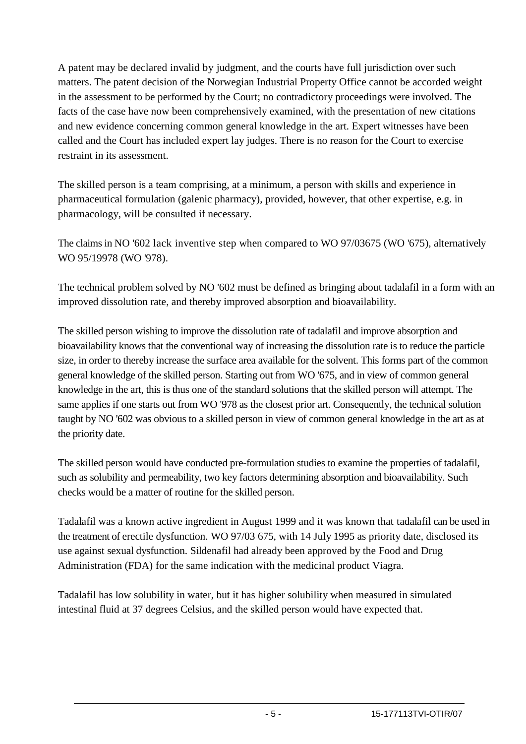A patent may be declared invalid by judgment, and the courts have full jurisdiction over such matters. The patent decision of the Norwegian Industrial Property Office cannot be accorded weight in the assessment to be performed by the Court; no contradictory proceedings were involved. The facts of the case have now been comprehensively examined, with the presentation of new citations and new evidence concerning common general knowledge in the art. Expert witnesses have been called and the Court has included expert lay judges. There is no reason for the Court to exercise restraint in its assessment.

The skilled person is a team comprising, at a minimum, a person with skills and experience in pharmaceutical formulation (galenic pharmacy), provided, however, that other expertise, e.g. in pharmacology, will be consulted if necessary.

The claims in NO '602 lack inventive step when compared to WO 97/03675 (WO '675), alternatively WO 95/19978 (WO '978).

The technical problem solved by NO '602 must be defined as bringing about tadalafil in a form with an improved dissolution rate, and thereby improved absorption and bioavailability.

The skilled person wishing to improve the dissolution rate of tadalafil and improve absorption and bioavailability knows that the conventional way of increasing the dissolution rate is to reduce the particle size, in order to thereby increase the surface area available for the solvent. This forms part of the common general knowledge of the skilled person. Starting out from WO '675, and in view of common general knowledge in the art, this is thus one of the standard solutions that the skilled person will attempt. The same applies if one starts out from WO '978 as the closest prior art. Consequently, the technical solution taught by NO '602 was obvious to a skilled person in view of common general knowledge in the art as at the priority date.

The skilled person would have conducted pre-formulation studies to examine the properties of tadalafil, such as solubility and permeability, two key factors determining absorption and bioavailability. Such checks would be a matter of routine for the skilled person.

Tadalafil was a known active ingredient in August 1999 and it was known that tadalafil can be used in the treatment of erectile dysfunction. WO 97/03 675, with 14 July 1995 as priority date, disclosed its use against sexual dysfunction. Sildenafil had already been approved by the Food and Drug Administration (FDA) for the same indication with the medicinal product Viagra.

Tadalafil has low solubility in water, but it has higher solubility when measured in simulated intestinal fluid at 37 degrees Celsius, and the skilled person would have expected that.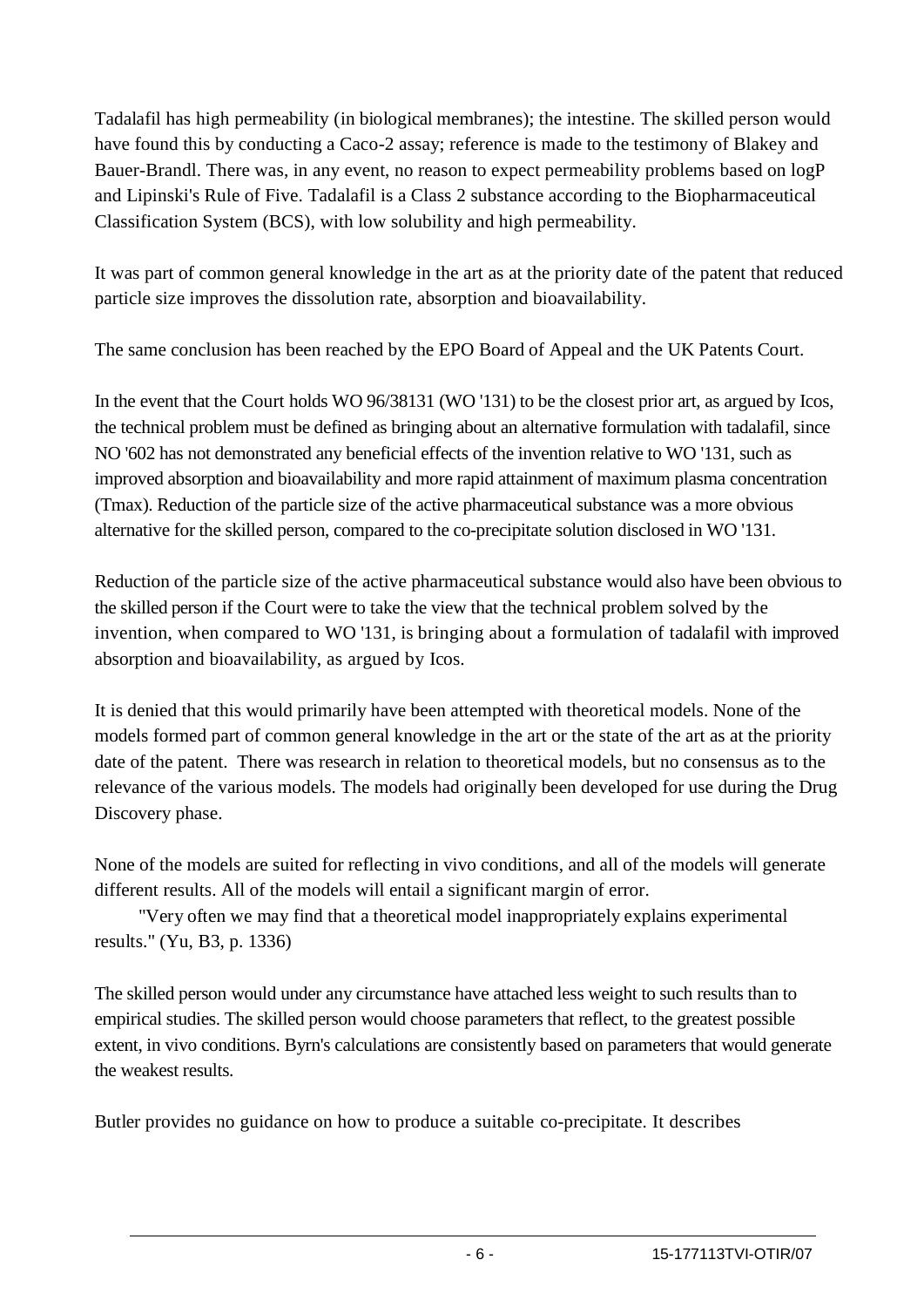Tadalafil has high permeability (in biological membranes); the intestine. The skilled person would have found this by conducting a Caco-2 assay; reference is made to the testimony of Blakey and Bauer-Brandl. There was, in any event, no reason to expect permeability problems based on logP and Lipinski's Rule of Five. Tadalafil is a Class 2 substance according to the Biopharmaceutical Classification System (BCS), with low solubility and high permeability.

It was part of common general knowledge in the art as at the priority date of the patent that reduced particle size improves the dissolution rate, absorption and bioavailability.

The same conclusion has been reached by the EPO Board of Appeal and the UK Patents Court.

In the event that the Court holds WO 96/38131 (WO '131) to be the closest prior art, as argued by Icos, the technical problem must be defined as bringing about an alternative formulation with tadalafil, since NO '602 has not demonstrated any beneficial effects of the invention relative to WO '131, such as improved absorption and bioavailability and more rapid attainment of maximum plasma concentration (Tmax). Reduction of the particle size of the active pharmaceutical substance was a more obvious alternative for the skilled person, compared to the co-precipitate solution disclosed in WO '131.

Reduction of the particle size of the active pharmaceutical substance would also have been obvious to the skilled person if the Court were to take the view that the technical problem solved by the invention, when compared to WO '131, is bringing about a formulation of tadalafil with improved absorption and bioavailability, as argued by Icos.

It is denied that this would primarily have been attempted with theoretical models. None of the models formed part of common general knowledge in the art or the state of the art as at the priority date of the patent. There was research in relation to theoretical models, but no consensus as to the relevance of the various models. The models had originally been developed for use during the Drug Discovery phase.

None of the models are suited for reflecting in vivo conditions, and all of the models will generate different results. All of the models will entail a significant margin of error.

> "Very often we may find that a theoretical model inappropriately explains experimental results." (Yu, B3, p. 1336)

The skilled person would under any circumstance have attached less weight to such results than to empirical studies. The skilled person would choose parameters that reflect, to the greatest possible extent, in vivo conditions. Byrn's calculations are consistently based on parameters that would generate the weakest results.

Butler provides no guidance on how to produce a suitable co-precipitate. It describes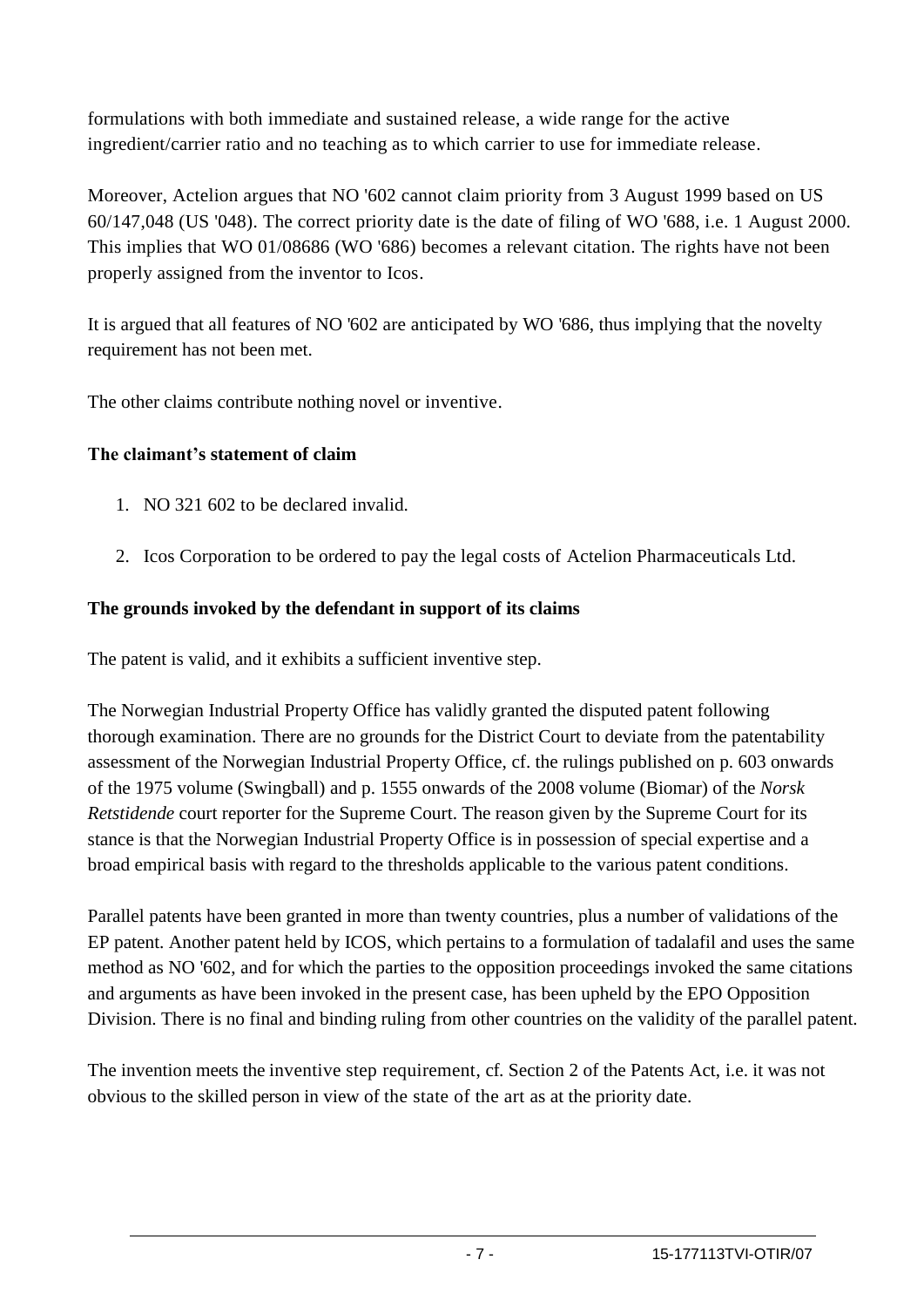formulations with both immediate and sustained release, a wide range for the active ingredient/carrier ratio and no teaching as to which carrier to use for immediate release.

Moreover, Actelion argues that NO '602 cannot claim priority from 3 August 1999 based on US 60/147,048 (US '048). The correct priority date is the date of filing of WO '688, i.e. 1 August 2000. This implies that WO 01/08686 (WO '686) becomes a relevant citation. The rights have not been properly assigned from the inventor to Icos.

It is argued that all features of NO '602 are anticipated by WO '686, thus implying that the novelty requirement has not been met.

The other claims contribute nothing novel or inventive.

**The claimant's statement of claim**

1. NO 321 602 to be declared invalid.

2. Icos Corporation to be ordered to pay the legal costs of Actelion Pharmaceuticals Ltd.

**The grounds invoked by the defendant in support of its claims**

The patent is valid, and it exhibits a sufficient inventive step.

The Norwegian Industrial Property Office has validly granted the disputed patent following thorough examination. There are no grounds for the District Court to deviate from the patentability assessment of the Norwegian Industrial Property Office, cf. the rulings published on p. 603 onwards of the 1975 volume (Swingball) and p. 1555 onwards of the 2008 volume (Biomar) of the *Norsk Retstidende* court reporter for the Supreme Court. The reason given by the Supreme Court for its stance is that the Norwegian Industrial Property Office is in possession of special expertise and a broad empirical basis with regard to the thresholds applicable to the various patent conditions.

Parallel patents have been granted in more than twenty countries, plus a number of validations of the EP patent. Another patent held by ICOS, which pertains to a formulation of tadalafil and uses the same method as NO '602, and for which the parties to the opposition proceedings invoked the same citations and arguments as have been invoked in the present case, has been upheld by the EPO Opposition Division. There is no final and binding ruling from other countries on the validity of the parallel patent.

The invention meets the inventive step requirement, cf. Section 2 of the Patents Act, i.e. it was not obvious to the skilled person in view of the state of the art as at the priority date.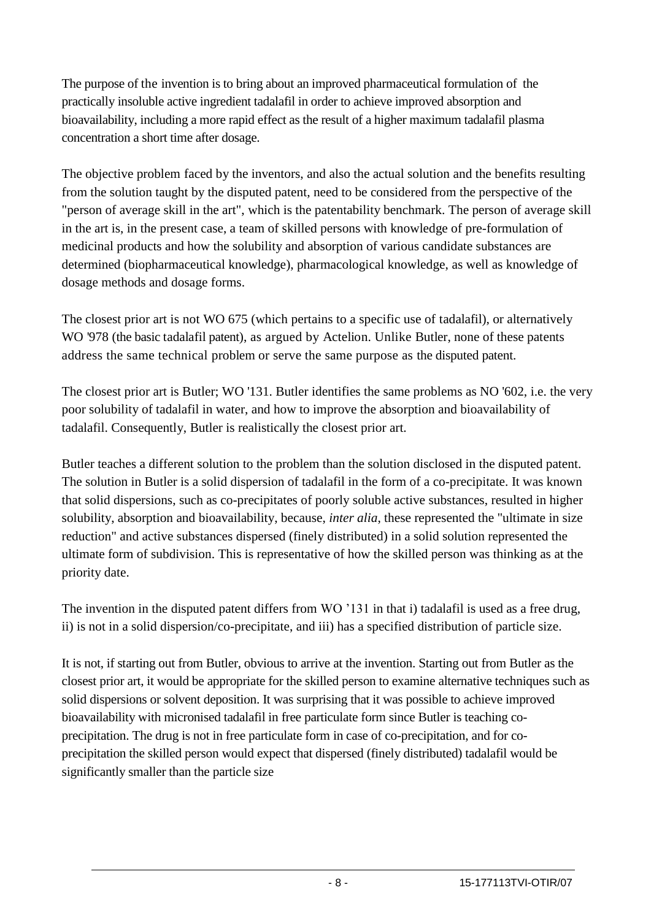The purpose of the invention is to bring about an improved pharmaceutical formulation of the practically insoluble active ingredient tadalafil in order to achieve improved absorption and bioavailability, including a more rapid effect as the result of a higher maximum tadalafil plasma concentration a short time after dosage.

The objective problem faced by the inventors, and also the actual solution and the benefits resulting from the solution taught by the disputed patent, need to be considered from the perspective of the "person of average skill in the art", which is the patentability benchmark. The person of average skill in the art is, in the present case, a team of skilled persons with knowledge of pre-formulation of medicinal products and how the solubility and absorption of various candidate substances are determined (biopharmaceutical knowledge), pharmacological knowledge, as well as knowledge of dosage methods and dosage forms.

The closest prior art is not WO 675 (which pertains to a specific use of tadalafil), or alternatively WO '978 (the basic tadalafil patent), as argued by Actelion. Unlike Butler, none of these patents address the same technical problem or serve the same purpose as the disputed patent.

The closest prior art is Butler; WO '131. Butler identifies the same problems as NO '602, i.e. the very poor solubility of tadalafil in water, and how to improve the absorption and bioavailability of tadalafil. Consequently, Butler is realistically the closest prior art.

Butler teaches a different solution to the problem than the solution disclosed in the disputed patent. The solution in Butler is a solid dispersion of tadalafil in the form of a co-precipitate. It was known that solid dispersions, such as co-precipitates of poorly soluble active substances, resulted in higher solubility, absorption and bioavailability, because, *inter alia*, these represented the "ultimate in size reduction" and active substances dispersed (finely distributed) in a solid solution represented the ultimate form of subdivision. This is representative of how the skilled person was thinking as at the priority date.

The invention in the disputed patent differs from WO '131 in that i) tadalafil is used as a free drug, ii) is not in a solid dispersion/co-precipitate, and iii) has a specified distribution of particle size.

It is not, if starting out from Butler, obvious to arrive at the invention. Starting out from Butler as the closest prior art, it would be appropriate for the skilled person to examine alternative techniques such as solid dispersions or solvent deposition. It was surprising that it was possible to achieve improved bioavailability with micronised tadalafil in free particulate form since Butler is teaching co-precipitation. The drug is not in free particulate form in case of co-precipitation, and for co-precipitation the skilled person would expect that dispersed (finely distributed) tadalafil would be significantly smaller than the particle size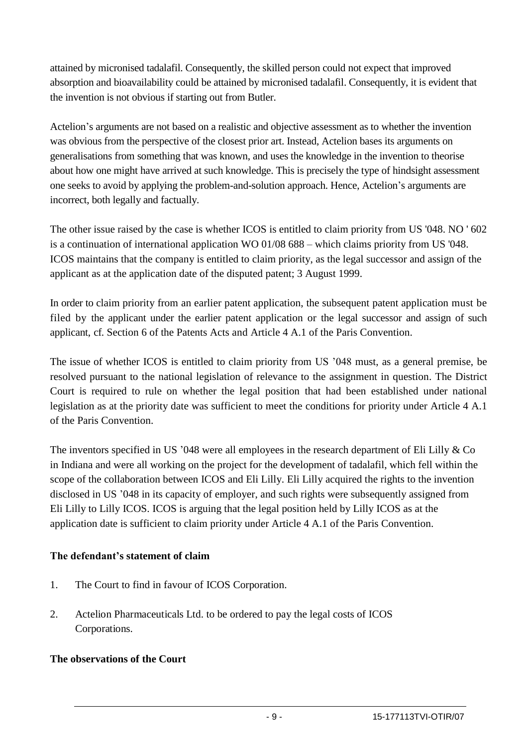attained by micronised tadalafil. Consequently, the skilled person could not expect that improved absorption and bioavailability could be attained by micronised tadalafil. Consequently, it is evident that the invention is not obvious if starting out from Butler.

Actelion's arguments are not based on a realistic and objective assessment as to whether the invention was obvious from the perspective of the closest prior art. Instead, Actelion bases its arguments on generalisations from something that was known, and uses the knowledge in the invention to theorise about how one might have arrived at such knowledge. This is precisely the type of hindsight assessment one seeks to avoid by applying the problem-and-solution approach. Hence, Actelion's arguments are incorrect, both legally and factually.

The other issue raised by the case is whether ICOS is entitled to claim priority from US '048. NO ' 602 is a continuation of international application WO 01/08 688 – which claims priority from US '048. ICOS maintains that the company is entitled to claim priority, as the legal successor and assign of the applicant as at the application date of the disputed patent; 3 August 1999.

In order to claim priority from an earlier patent application, the subsequent patent application must be filed by the applicant under the earlier patent application or the legal successor and assign of such applicant, cf. Section 6 of the Patents Acts and Article 4 A.1 of the Paris Convention.

The issue of whether ICOS is entitled to claim priority from US '048 must, as a general premise, be resolved pursuant to the national legislation of relevance to the assignment in question. The District Court is required to rule on whether the legal position that had been established under national legislation as at the priority date was sufficient to meet the conditions for priority under Article 4 A.1 of the Paris Convention.

The inventors specified in US '048 were all employees in the research department of Eli Lilly & Co in Indiana and were all working on the project for the development of tadalafil, which fell within the scope of the collaboration between ICOS and Eli Lilly. Eli Lilly acquired the rights to the invention disclosed in US '048 in its capacity of employer, and such rights were subsequently assigned from Eli Lilly to Lilly ICOS. ICOS is arguing that the legal position held by Lilly ICOS as at the application date is sufficient to claim priority under Article 4 A.1 of the Paris Convention.

**The defendant's statement of claim**

1. The Court to find in favour of ICOS Corporation.
2. Actelion Pharmaceuticals Ltd. to be ordered to pay the legal costs of ICOS Corporations.

**The observations of the Court**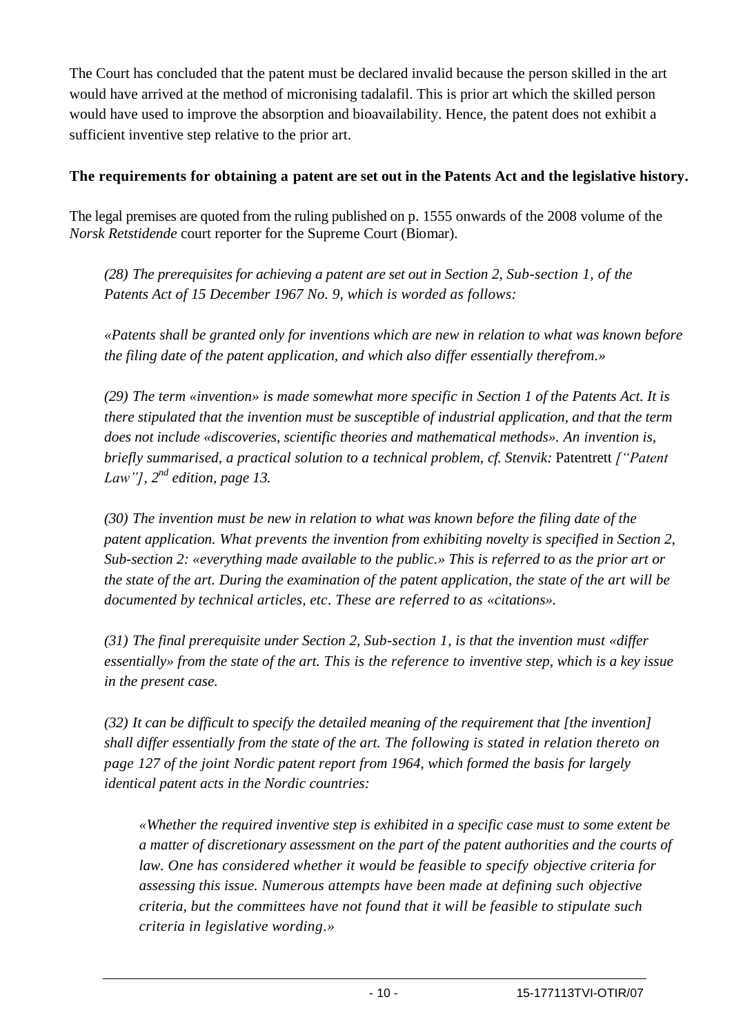The Court has concluded that the patent must be declared invalid because the person skilled in the art would have arrived at the method of micronising tadalafil. This is prior art which the skilled person would have used to improve the absorption and bioavailability. Hence, the patent does not exhibit a sufficient inventive step relative to the prior art.

**The requirements for obtaining a patent are set out in the Patents Act and the legislative history.**

The legal premises are quoted from the ruling published on p. 1555 onwards of the 2008 volume of the *Norsk Retstidende* court reporter for the Supreme Court (Biomar).

> *(28) The prerequisites for achieving a patent are set out in Section 2, Sub-section 1, of the Patents Act of 15 December 1967 No. 9, which is worded as follows:*
>
> *«Patents shall be granted only for inventions which are new in relation to what was known before the filing date of the patent application, and which also differ essentially therefrom.»*
>
> *(29) The term «invention» is made somewhat more specific in Section 1 of the Patents Act. It is there stipulated that the invention must be susceptible of industrial application, and that the term does not include «discoveries, scientific theories and mathematical methods». An invention is, briefly summarised, a practical solution to a technical problem, cf. Stenvik:* Patentrett *["Patent Law"], 2nd edition, page 13.*
>
> *(30) The invention must be new in relation to what was known before the filing date of the patent application. What prevents the invention from exhibiting novelty is specified in Section 2, Sub-section 2: «everything made available to the public.» This is referred to as the prior art or the state of the art. During the examination of the patent application, the state of the art will be documented by technical articles, etc. These are referred to as «citations».*
>
> *(31) The final prerequisite under Section 2, Sub-section 1, is that the invention must «differ essentially» from the state of the art. This is the reference to inventive step, which is a key issue in the present case.*
>
> *(32) It can be difficult to specify the detailed meaning of the requirement that [the invention] shall differ essentially from the state of the art. The following is stated in relation thereto on page 127 of the joint Nordic patent report from 1964, which formed the basis for largely identical patent acts in the Nordic countries:*
>
> > *«Whether the required inventive step is exhibited in a specific case must to some extent be a matter of discretionary assessment on the part of the patent authorities and the courts of law. One has considered whether it would be feasible to specify objective criteria for assessing this issue. Numerous attempts have been made at defining such objective criteria, but the committees have not found that it will be feasible to stipulate such criteria in legislative wording.»*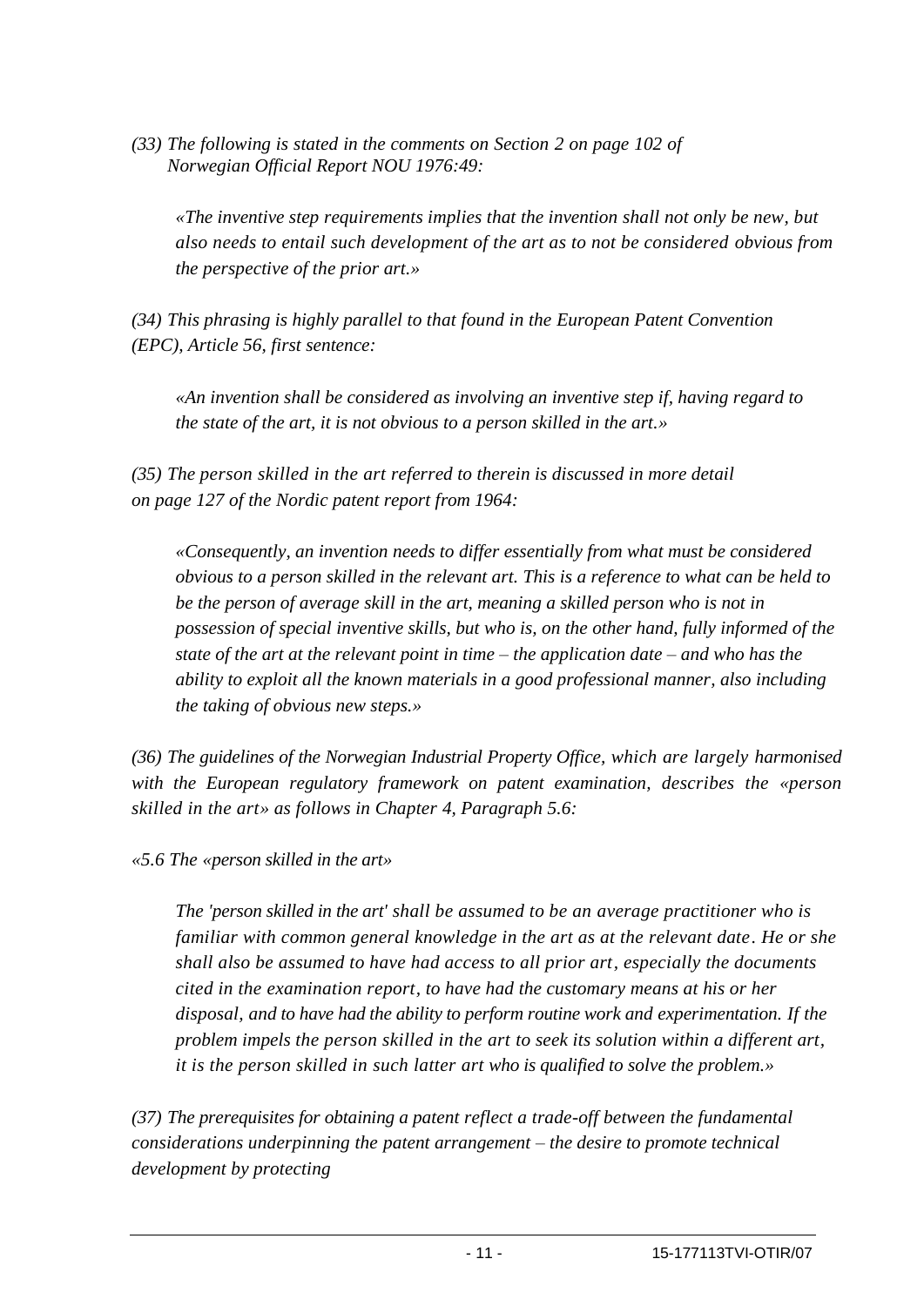*(33) The following is stated in the comments on Section 2 on page 102 of Norwegian Official Report NOU 1976:49:*

> *«The inventive step requirements implies that the invention shall not only be new, but also needs to entail such development of the art as to not be considered obvious from the perspective of the prior art.»*

*(34) This phrasing is highly parallel to that found in the European Patent Convention (EPC), Article 56, first sentence:*

> *«An invention shall be considered as involving an inventive step if, having regard to the state of the art, it is not obvious to a person skilled in the art.»*

*(35) The person skilled in the art referred to therein is discussed in more detail on page 127 of the Nordic patent report from 1964:*

> *«Consequently, an invention needs to differ essentially from what must be considered obvious to a person skilled in the relevant art. This is a reference to what can be held to be the person of average skill in the art, meaning a skilled person who is not in possession of special inventive skills, but who is, on the other hand, fully informed of the state of the art at the relevant point in time – the application date – and who has the ability to exploit all the known materials in a good professional manner, also including the taking of obvious new steps.»*

*(36) The guidelines of the Norwegian Industrial Property Office, which are largely harmonised with the European regulatory framework on patent examination, describes the «person skilled in the art» as follows in Chapter 4, Paragraph 5.6:*

*«5.6 The «person skilled in the art»*

> *The 'person skilled in the art' shall be assumed to be an average practitioner who is familiar with common general knowledge in the art as at the relevant date. He or she shall also be assumed to have had access to all prior art, especially the documents cited in the examination report, to have had the customary means at his or her disposal, and to have had the ability to perform routine work and experimentation. If the problem impels the person skilled in the art to seek its solution within a different art, it is the person skilled in such latter art who is qualified to solve the problem.»*

*(37) The prerequisites for obtaining a patent reflect a trade-off between the fundamental considerations underpinning the patent arrangement – the desire to promote technical development by protecting*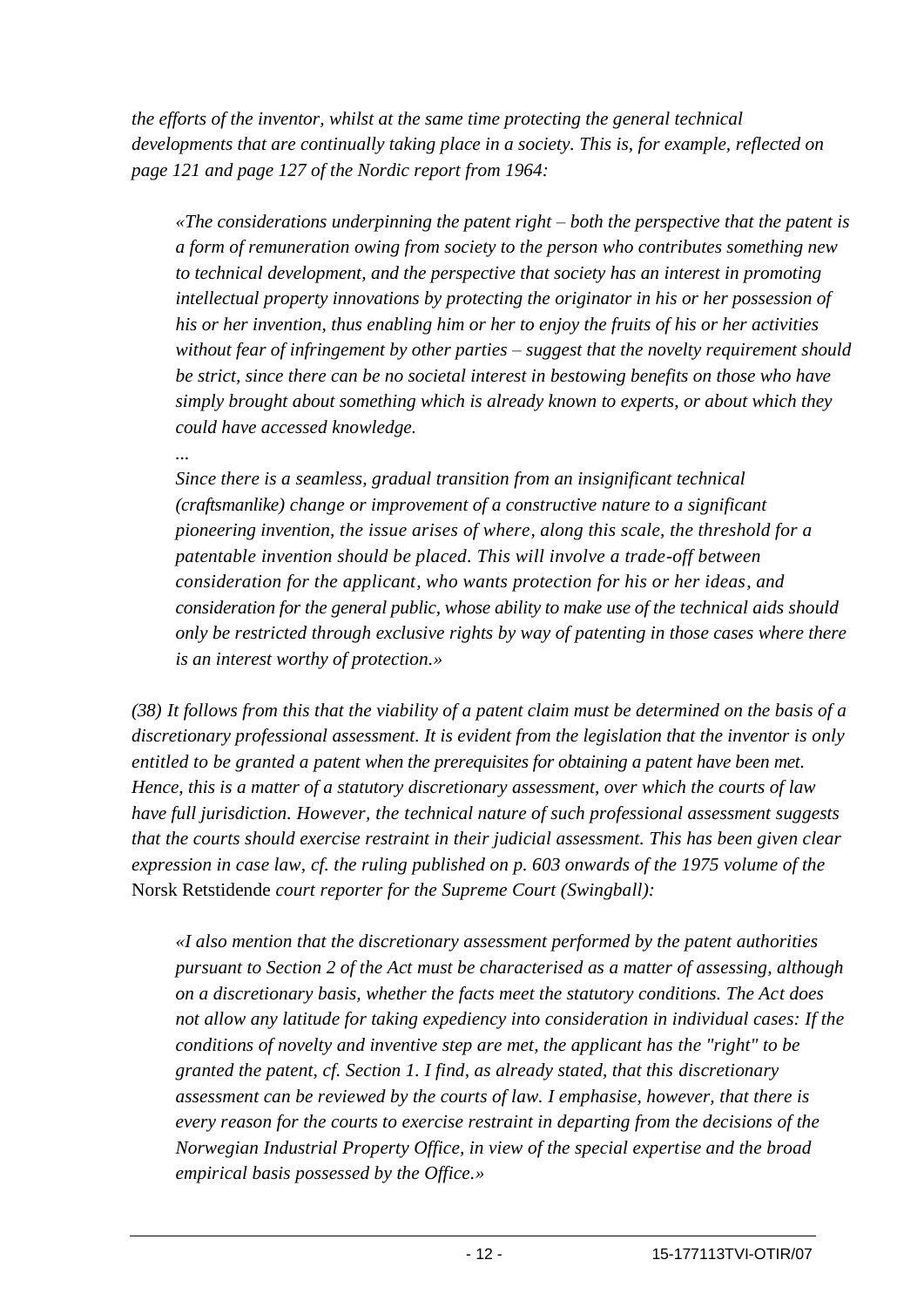*the efforts of the inventor, whilst at the same time protecting the general technical developments that are continually taking place in a society. This is, for example, reflected on page 121 and page 127 of the Nordic report from 1964:*

> *«The considerations underpinning the patent right – both the perspective that the patent is a form of remuneration owing from society to the person who contributes something new to technical development, and the perspective that society has an interest in promoting intellectual property innovations by protecting the originator in his or her possession of his or her invention, thus enabling him or her to enjoy the fruits of his or her activities without fear of infringement by other parties – suggest that the novelty requirement should be strict, since there can be no societal interest in bestowing benefits on those who have simply brought about something which is already known to experts, or about which they could have accessed knowledge.*
>
> *...*
>
> *Since there is a seamless, gradual transition from an insignificant technical (craftsmanlike) change or improvement of a constructive nature to a significant pioneering invention, the issue arises of where, along this scale, the threshold for a patentable invention should be placed. This will involve a trade-off between consideration for the applicant, who wants protection for his or her ideas, and consideration for the general public, whose ability to make use of the technical aids should only be restricted through exclusive rights by way of patenting in those cases where there is an interest worthy of protection.»*

*(38) It follows from this that the viability of a patent claim must be determined on the basis of a discretionary professional assessment. It is evident from the legislation that the inventor is only entitled to be granted a patent when the prerequisites for obtaining a patent have been met. Hence, this is a matter of a statutory discretionary assessment, over which the courts of law have full jurisdiction. However, the technical nature of such professional assessment suggests that the courts should exercise restraint in their judicial assessment. This has been given clear expression in case law, cf. the ruling published on p. 603 onwards of the 1975 volume of the* Norsk Retstidende *court reporter for the Supreme Court (Swingball):*

> *«I also mention that the discretionary assessment performed by the patent authorities pursuant to Section 2 of the Act must be characterised as a matter of assessing, although on a discretionary basis, whether the facts meet the statutory conditions. The Act does not allow any latitude for taking expediency into consideration in individual cases: If the conditions of novelty and inventive step are met, the applicant has the "right" to be granted the patent, cf. Section 1. I find, as already stated, that this discretionary assessment can be reviewed by the courts of law. I emphasise, however, that there is every reason for the courts to exercise restraint in departing from the decisions of the Norwegian Industrial Property Office, in view of the special expertise and the broad empirical basis possessed by the Office.»*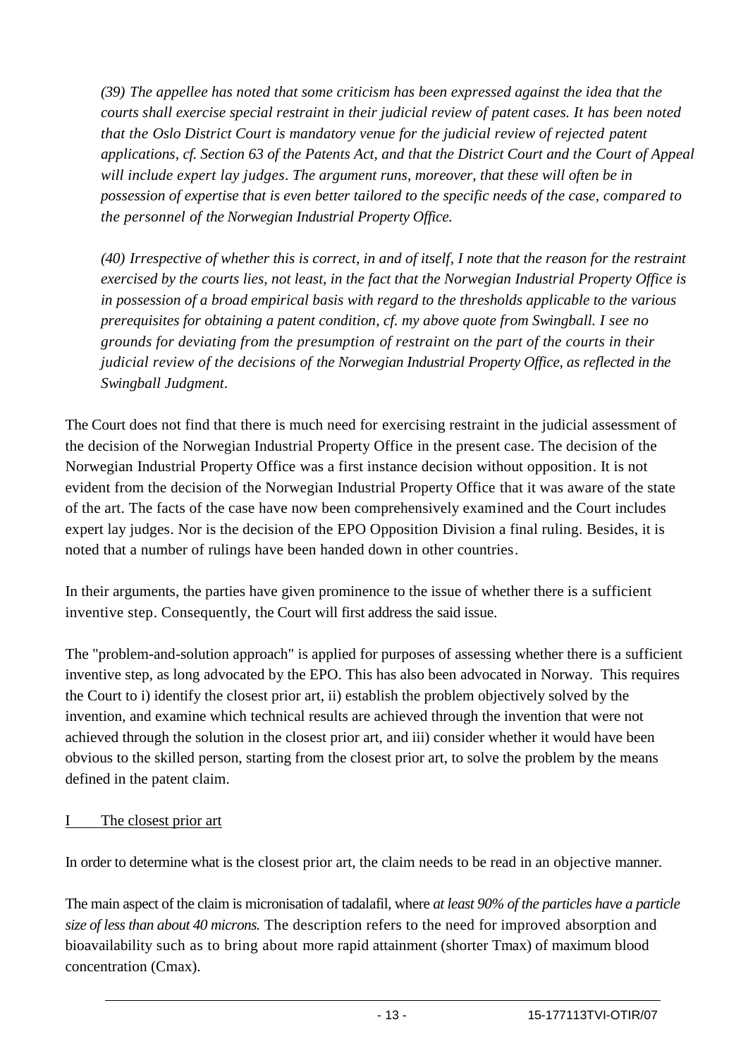*(39) The appellee has noted that some criticism has been expressed against the idea that the courts shall exercise special restraint in their judicial review of patent cases. It has been noted that the Oslo District Court is mandatory venue for the judicial review of rejected patent applications, cf. Section 63 of the Patents Act, and that the District Court and the Court of Appeal will include expert lay judges. The argument runs, moreover, that these will often be in possession of expertise that is even better tailored to the specific needs of the case, compared to the personnel of the Norwegian Industrial Property Office.*

*(40) Irrespective of whether this is correct, in and of itself, I note that the reason for the restraint exercised by the courts lies, not least, in the fact that the Norwegian Industrial Property Office is in possession of a broad empirical basis with regard to the thresholds applicable to the various prerequisites for obtaining a patent condition, cf. my above quote from Swingball. I see no grounds for deviating from the presumption of restraint on the part of the courts in their judicial review of the decisions of the Norwegian Industrial Property Office, as reflected in the Swingball Judgment.*

The Court does not find that there is much need for exercising restraint in the judicial assessment of the decision of the Norwegian Industrial Property Office in the present case. The decision of the Norwegian Industrial Property Office was a first instance decision without opposition. It is not evident from the decision of the Norwegian Industrial Property Office that it was aware of the state of the art. The facts of the case have now been comprehensively examined and the Court includes expert lay judges. Nor is the decision of the EPO Opposition Division a final ruling. Besides, it is noted that a number of rulings have been handed down in other countries.

In their arguments, the parties have given prominence to the issue of whether there is a sufficient inventive step. Consequently, the Court will first address the said issue.

The "problem-and-solution approach" is applied for purposes of assessing whether there is a sufficient inventive step, as long advocated by the EPO. This has also been advocated in Norway. This requires the Court to i) identify the closest prior art, ii) establish the problem objectively solved by the invention, and examine which technical results are achieved through the invention that were not achieved through the solution in the closest prior art, and iii) consider whether it would have been obvious to the skilled person, starting from the closest prior art, to solve the problem by the means defined in the patent claim.

## I The closest prior art

In order to determine what is the closest prior art, the claim needs to be read in an objective manner.

The main aspect of the claim is micronisation of tadalafil, where *at least 90% of the particles have a particle size of less than about 40 microns.* The description refers to the need for improved absorption and bioavailability such as to bring about more rapid attainment (shorter Tmax) of maximum blood concentration (Cmax).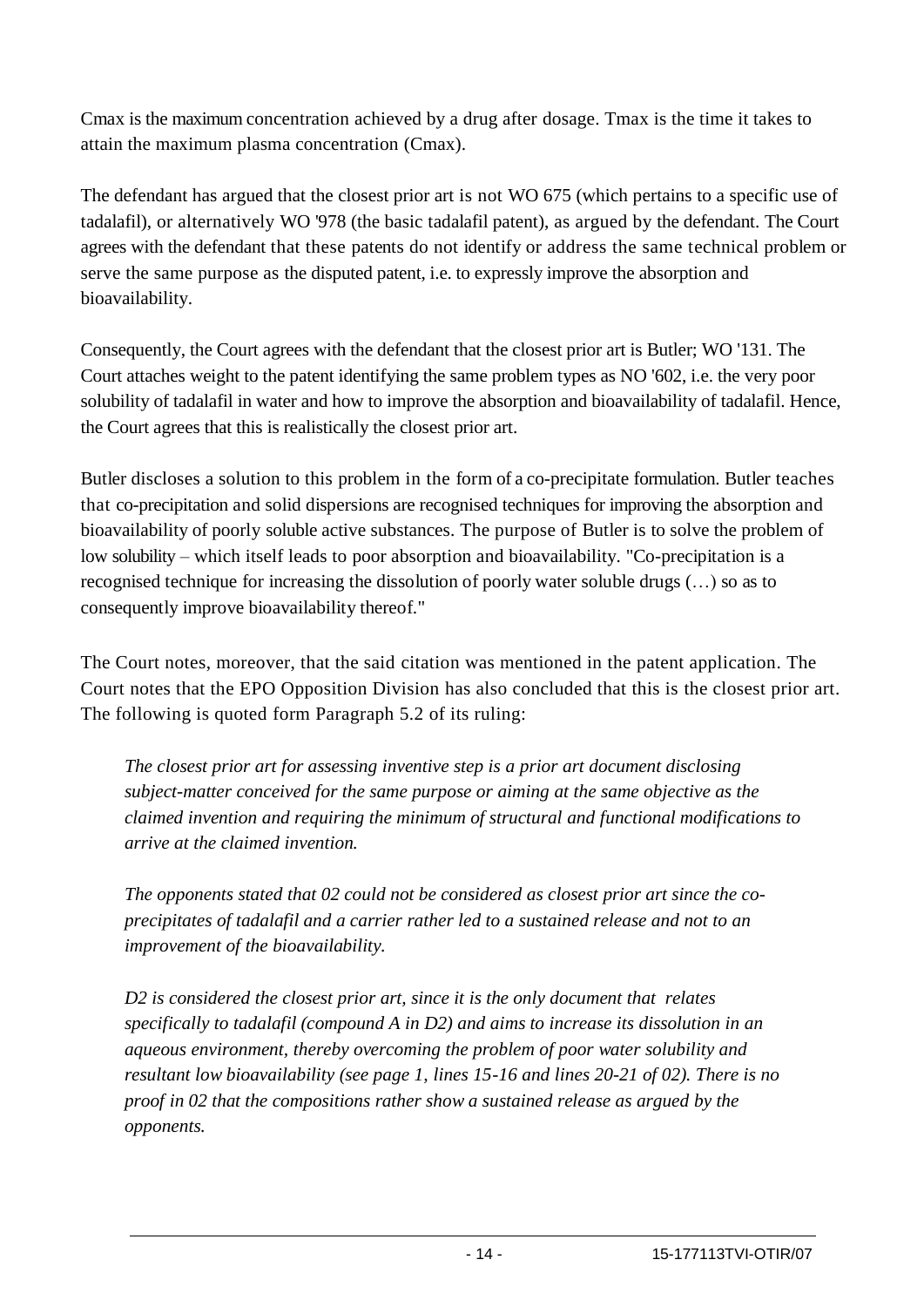Cmax is the maximum concentration achieved by a drug after dosage. Tmax is the time it takes to attain the maximum plasma concentration (Cmax).

The defendant has argued that the closest prior art is not WO 675 (which pertains to a specific use of tadalafil), or alternatively WO '978 (the basic tadalafil patent), as argued by the defendant. The Court agrees with the defendant that these patents do not identify or address the same technical problem or serve the same purpose as the disputed patent, i.e. to expressly improve the absorption and bioavailability.

Consequently, the Court agrees with the defendant that the closest prior art is Butler; WO '131. The Court attaches weight to the patent identifying the same problem types as NO '602, i.e. the very poor solubility of tadalafil in water and how to improve the absorption and bioavailability of tadalafil. Hence, the Court agrees that this is realistically the closest prior art.

Butler discloses a solution to this problem in the form of a co-precipitate formulation. Butler teaches that co-precipitation and solid dispersions are recognised techniques for improving the absorption and bioavailability of poorly soluble active substances. The purpose of Butler is to solve the problem of low solubility – which itself leads to poor absorption and bioavailability. "Co-precipitation is a recognised technique for increasing the dissolution of poorly water soluble drugs (…) so as to consequently improve bioavailability thereof."

The Court notes, moreover, that the said citation was mentioned in the patent application. The Court notes that the EPO Opposition Division has also concluded that this is the closest prior art. The following is quoted form Paragraph 5.2 of its ruling:

> *The closest prior art for assessing inventive step is a prior art document disclosing subject-matter conceived for the same purpose or aiming at the same objective as the claimed invention and requiring the minimum of structural and functional modifications to arrive at the claimed invention.*
>
> *The opponents stated that 02 could not be considered as closest prior art since the co-precipitates of tadalafil and a carrier rather led to a sustained release and not to an improvement of the bioavailability.*
>
> *D2 is considered the closest prior art, since it is the only document that relates specifically to tadalafil (compound A in D2) and aims to increase its dissolution in an aqueous environment, thereby overcoming the problem of poor water solubility and resultant low bioavailability (see page 1, lines 15-16 and lines 20-21 of 02). There is no proof in 02 that the compositions rather show a sustained release as argued by the opponents.*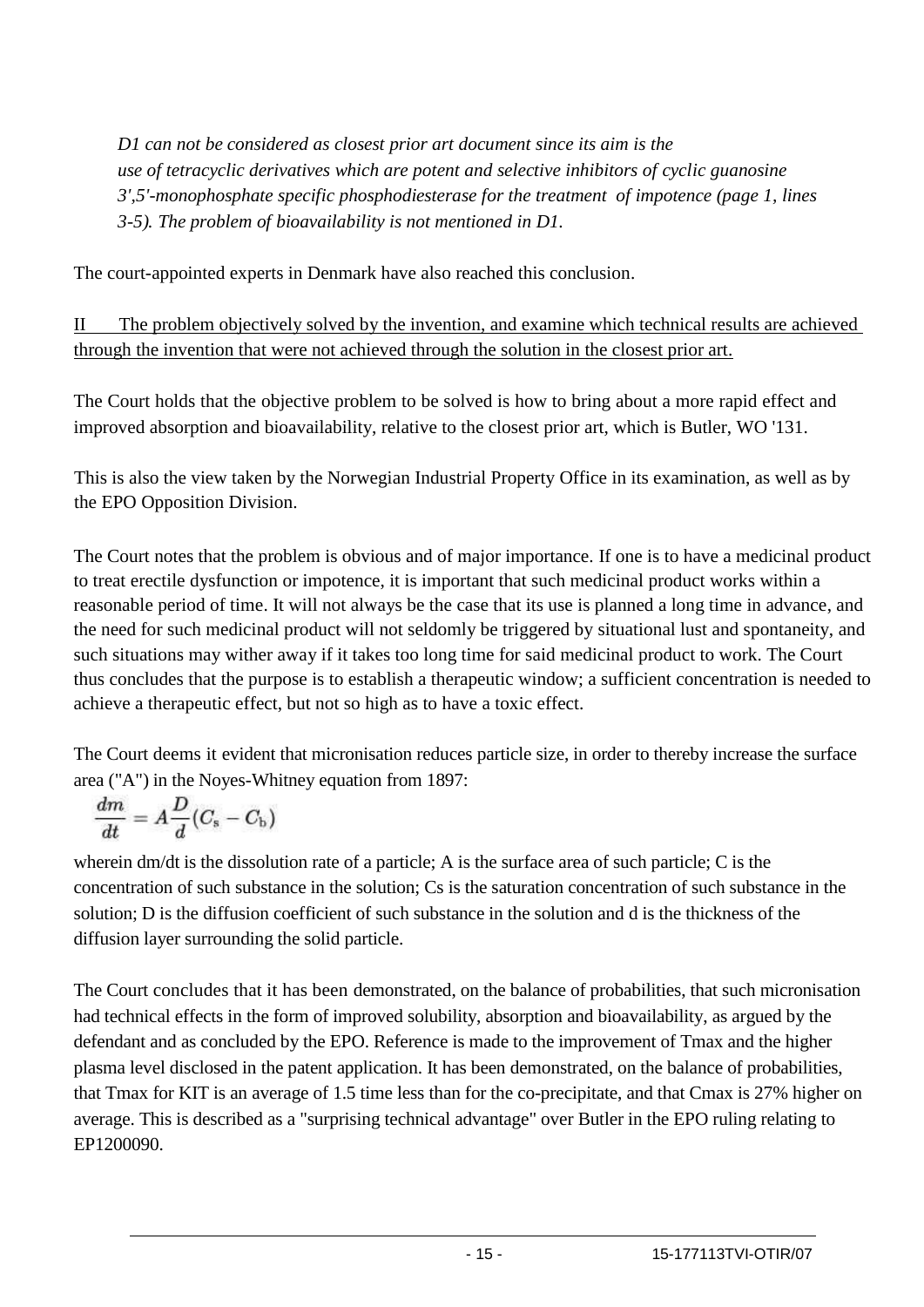*D1 can not be considered as closest prior art document since its aim is the use of tetracyclic derivatives which are potent and selective inhibitors of cyclic guanosine 3',5'-monophosphate specific phosphodiesterase for the treatment of impotence (page 1, lines 3-5). The problem of bioavailability is not mentioned in D1.*

The court-appointed experts in Denmark have also reached this conclusion.

II The problem objectively solved by the invention, and examine which technical results are achieved through the invention that were not achieved through the solution in the closest prior art.

The Court holds that the objective problem to be solved is how to bring about a more rapid effect and improved absorption and bioavailability, relative to the closest prior art, which is Butler, WO '131.

This is also the view taken by the Norwegian Industrial Property Office in its examination, as well as by the EPO Opposition Division.

The Court notes that the problem is obvious and of major importance. If one is to have a medicinal product to treat erectile dysfunction or impotence, it is important that such medicinal product works within a reasonable period of time. It will not always be the case that its use is planned a long time in advance, and the need for such medicinal product will not seldomly be triggered by situational lust and spontaneity, and such situations may wither away if it takes too long time for said medicinal product to work. The Court thus concludes that the purpose is to establish a therapeutic window; a sufficient concentration is needed to achieve a therapeutic effect, but not so high as to have a toxic effect.

The Court deems it evident that micronisation reduces particle size, in order to thereby increase the surface area ("A") in the Noyes-Whitney equation from 1897:

$$\frac{dm}{dt} = A\frac{D}{d}(C_s - C_b)$$

wherein dm/dt is the dissolution rate of a particle; A is the surface area of such particle; C is the concentration of such substance in the solution; Cs is the saturation concentration of such substance in the solution; D is the diffusion coefficient of such substance in the solution and d is the thickness of the diffusion layer surrounding the solid particle.

The Court concludes that it has been demonstrated, on the balance of probabilities, that such micronisation had technical effects in the form of improved solubility, absorption and bioavailability, as argued by the defendant and as concluded by the EPO. Reference is made to the improvement of Tmax and the higher plasma level disclosed in the patent application. It has been demonstrated, on the balance of probabilities, that Tmax for KIT is an average of 1.5 time less than for the co-precipitate, and that Cmax is 27% higher on average. This is described as a "surprising technical advantage" over Butler in the EPO ruling relating to EP1200090.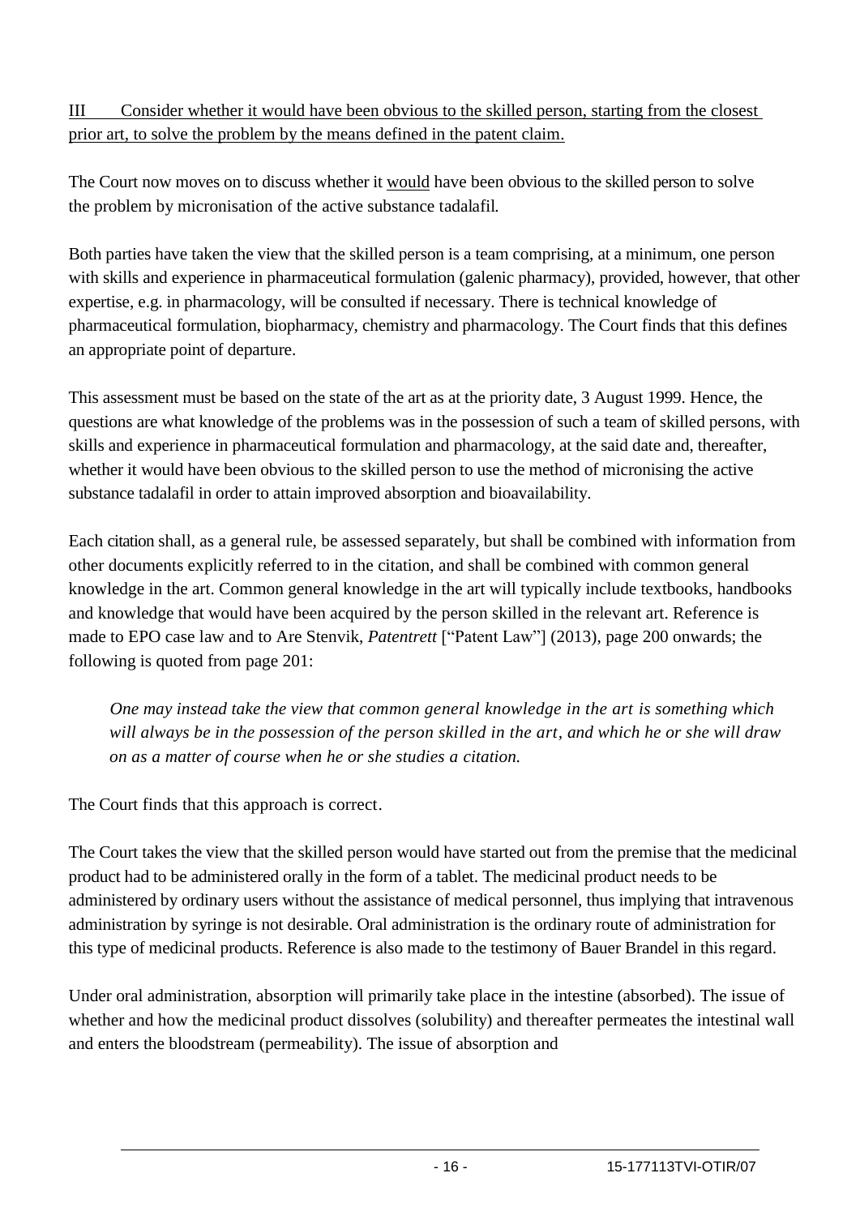III Consider whether it would have been obvious to the skilled person, starting from the closest prior art, to solve the problem by the means defined in the patent claim.

The Court now moves on to discuss whether it would have been obvious to the skilled person to solve the problem by micronisation of the active substance tadalafil.

Both parties have taken the view that the skilled person is a team comprising, at a minimum, one person with skills and experience in pharmaceutical formulation (galenic pharmacy), provided, however, that other expertise, e.g. in pharmacology, will be consulted if necessary. There is technical knowledge of pharmaceutical formulation, biopharmacy, chemistry and pharmacology. The Court finds that this defines an appropriate point of departure.

This assessment must be based on the state of the art as at the priority date, 3 August 1999. Hence, the questions are what knowledge of the problems was in the possession of such a team of skilled persons, with skills and experience in pharmaceutical formulation and pharmacology, at the said date and, thereafter, whether it would have been obvious to the skilled person to use the method of micronising the active substance tadalafil in order to attain improved absorption and bioavailability.

Each citation shall, as a general rule, be assessed separately, but shall be combined with information from other documents explicitly referred to in the citation, and shall be combined with common general knowledge in the art. Common general knowledge in the art will typically include textbooks, handbooks and knowledge that would have been acquired by the person skilled in the relevant art. Reference is made to EPO case law and to Are Stenvik, *Patentrett* ["Patent Law"] (2013), page 200 onwards; the following is quoted from page 201:

> *One may instead take the view that common general knowledge in the art is something which will always be in the possession of the person skilled in the art, and which he or she will draw on as a matter of course when he or she studies a citation.*

The Court finds that this approach is correct.

The Court takes the view that the skilled person would have started out from the premise that the medicinal product had to be administered orally in the form of a tablet. The medicinal product needs to be administered by ordinary users without the assistance of medical personnel, thus implying that intravenous administration by syringe is not desirable. Oral administration is the ordinary route of administration for this type of medicinal products. Reference is also made to the testimony of Bauer Brandel in this regard.

Under oral administration, absorption will primarily take place in the intestine (absorbed). The issue of whether and how the medicinal product dissolves (solubility) and thereafter permeates the intestinal wall and enters the bloodstream (permeability). The issue of absorption and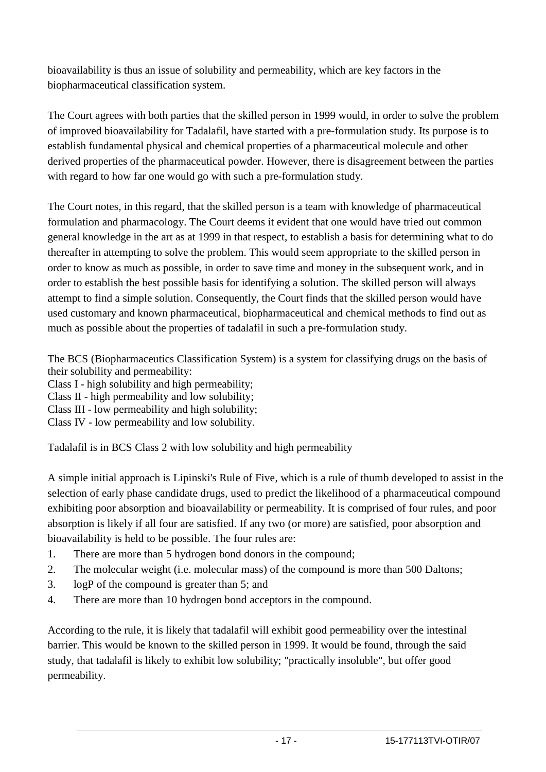bioavailability is thus an issue of solubility and permeability, which are key factors in the biopharmaceutical classification system.

The Court agrees with both parties that the skilled person in 1999 would, in order to solve the problem of improved bioavailability for Tadalafil, have started with a pre-formulation study. Its purpose is to establish fundamental physical and chemical properties of a pharmaceutical molecule and other derived properties of the pharmaceutical powder. However, there is disagreement between the parties with regard to how far one would go with such a pre-formulation study.

The Court notes, in this regard, that the skilled person is a team with knowledge of pharmaceutical formulation and pharmacology. The Court deems it evident that one would have tried out common general knowledge in the art as at 1999 in that respect, to establish a basis for determining what to do thereafter in attempting to solve the problem. This would seem appropriate to the skilled person in order to know as much as possible, in order to save time and money in the subsequent work, and in order to establish the best possible basis for identifying a solution. The skilled person will always attempt to find a simple solution. Consequently, the Court finds that the skilled person would have used customary and known pharmaceutical, biopharmaceutical and chemical methods to find out as much as possible about the properties of tadalafil in such a pre-formulation study.

The BCS (Biopharmaceutics Classification System) is a system for classifying drugs on the basis of their solubility and permeability:
Class I - high solubility and high permeability;
Class II - high permeability and low solubility;
Class III - low permeability and high solubility;
Class IV - low permeability and low solubility.

Tadalafil is in BCS Class 2 with low solubility and high permeability

A simple initial approach is Lipinski's Rule of Five, which is a rule of thumb developed to assist in the selection of early phase candidate drugs, used to predict the likelihood of a pharmaceutical compound exhibiting poor absorption and bioavailability or permeability. It is comprised of four rules, and poor absorption is likely if all four are satisfied. If any two (or more) are satisfied, poor absorption and bioavailability is held to be possible. The four rules are:

1. There are more than 5 hydrogen bond donors in the compound;
2. The molecular weight (i.e. molecular mass) of the compound is more than 500 Daltons;
3. logP of the compound is greater than 5; and
4. There are more than 10 hydrogen bond acceptors in the compound.

According to the rule, it is likely that tadalafil will exhibit good permeability over the intestinal barrier. This would be known to the skilled person in 1999. It would be found, through the said study, that tadalafil is likely to exhibit low solubility; "practically insoluble", but offer good permeability.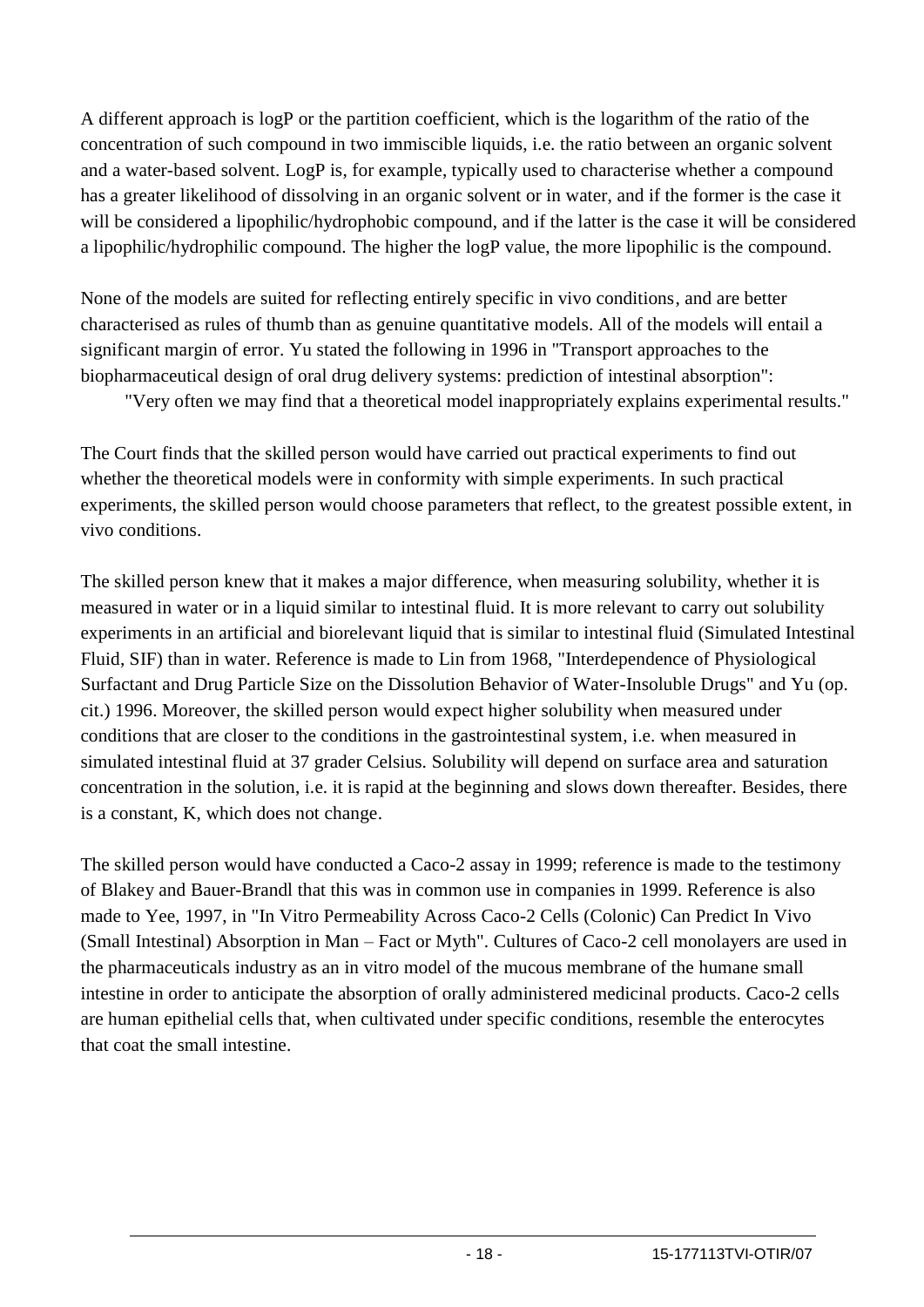A different approach is logP or the partition coefficient, which is the logarithm of the ratio of the concentration of such compound in two immiscible liquids, i.e. the ratio between an organic solvent and a water-based solvent. LogP is, for example, typically used to characterise whether a compound has a greater likelihood of dissolving in an organic solvent or in water, and if the former is the case it will be considered a lipophilic/hydrophobic compound, and if the latter is the case it will be considered a lipophilic/hydrophilic compound. The higher the logP value, the more lipophilic is the compound.

None of the models are suited for reflecting entirely specific in vivo conditions, and are better characterised as rules of thumb than as genuine quantitative models. All of the models will entail a significant margin of error. Yu stated the following in 1996 in "Transport approaches to the biopharmaceutical design of oral drug delivery systems: prediction of intestinal absorption":

> "Very often we may find that a theoretical model inappropriately explains experimental results."

The Court finds that the skilled person would have carried out practical experiments to find out whether the theoretical models were in conformity with simple experiments. In such practical experiments, the skilled person would choose parameters that reflect, to the greatest possible extent, in vivo conditions.

The skilled person knew that it makes a major difference, when measuring solubility, whether it is measured in water or in a liquid similar to intestinal fluid. It is more relevant to carry out solubility experiments in an artificial and biorelevant liquid that is similar to intestinal fluid (Simulated Intestinal Fluid, SIF) than in water. Reference is made to Lin from 1968, "Interdependence of Physiological Surfactant and Drug Particle Size on the Dissolution Behavior of Water-Insoluble Drugs" and Yu (op. cit.) 1996. Moreover, the skilled person would expect higher solubility when measured under conditions that are closer to the conditions in the gastrointestinal system, i.e. when measured in simulated intestinal fluid at 37 grader Celsius. Solubility will depend on surface area and saturation concentration in the solution, i.e. it is rapid at the beginning and slows down thereafter. Besides, there is a constant, K, which does not change.

The skilled person would have conducted a Caco-2 assay in 1999; reference is made to the testimony of Blakey and Bauer-Brandl that this was in common use in companies in 1999. Reference is also made to Yee, 1997, in "In Vitro Permeability Across Caco-2 Cells (Colonic) Can Predict In Vivo (Small Intestinal) Absorption in Man – Fact or Myth". Cultures of Caco-2 cell monolayers are used in the pharmaceuticals industry as an in vitro model of the mucous membrane of the humane small intestine in order to anticipate the absorption of orally administered medicinal products. Caco-2 cells are human epithelial cells that, when cultivated under specific conditions, resemble the enterocytes that coat the small intestine.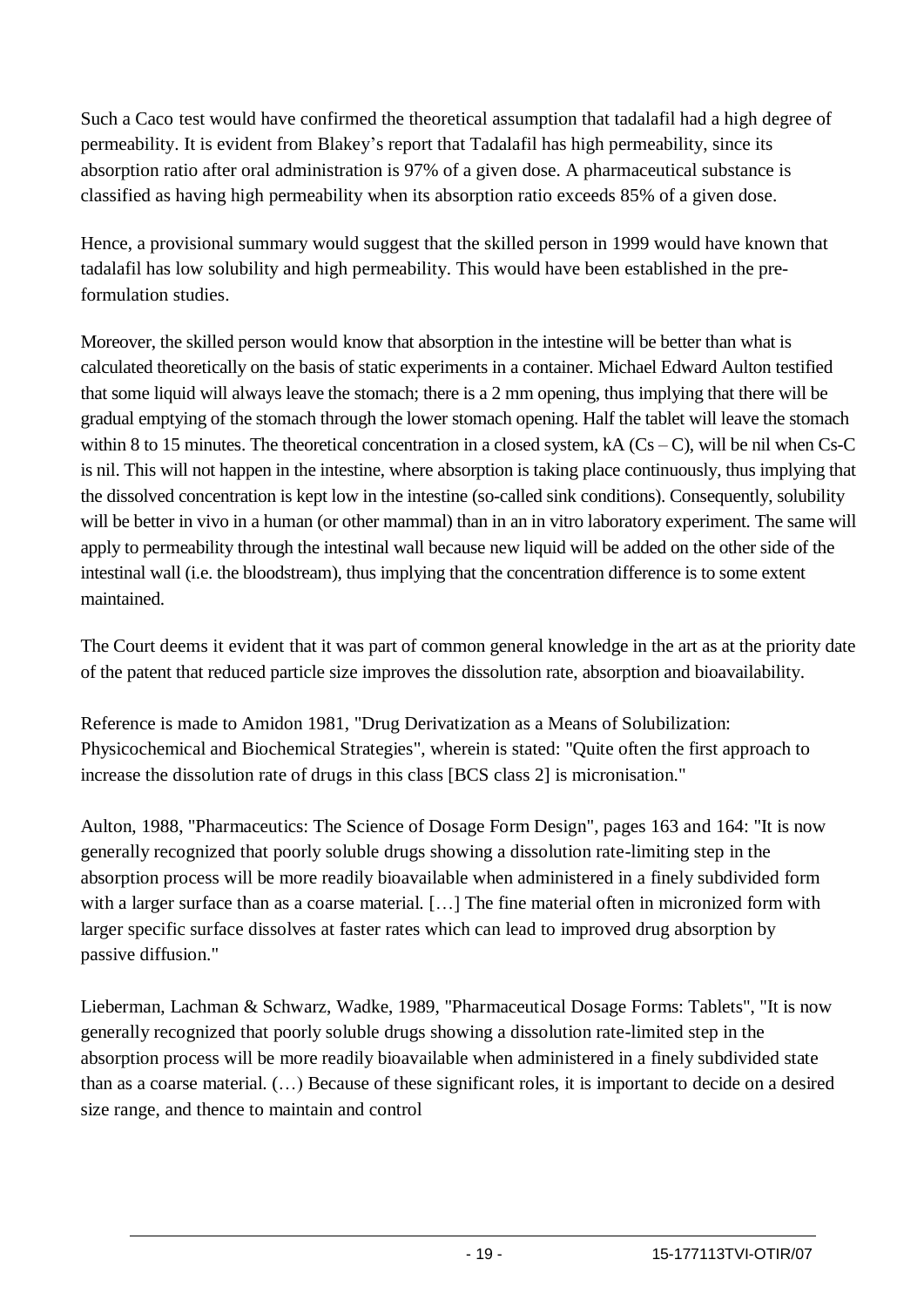Such a Caco test would have confirmed the theoretical assumption that tadalafil had a high degree of permeability. It is evident from Blakey's report that Tadalafil has high permeability, since its absorption ratio after oral administration is 97% of a given dose. A pharmaceutical substance is classified as having high permeability when its absorption ratio exceeds 85% of a given dose.

Hence, a provisional summary would suggest that the skilled person in 1999 would have known that tadalafil has low solubility and high permeability. This would have been established in the pre-formulation studies.

Moreover, the skilled person would know that absorption in the intestine will be better than what is calculated theoretically on the basis of static experiments in a container. Michael Edward Aulton testified that some liquid will always leave the stomach; there is a 2 mm opening, thus implying that there will be gradual emptying of the stomach through the lower stomach opening. Half the tablet will leave the stomach within 8 to 15 minutes. The theoretical concentration in a closed system, $kA (Cs – C)$, will be nil when $Cs-C$ is nil. This will not happen in the intestine, where absorption is taking place continuously, thus implying that the dissolved concentration is kept low in the intestine (so-called sink conditions). Consequently, solubility will be better in vivo in a human (or other mammal) than in an in vitro laboratory experiment. The same will apply to permeability through the intestinal wall because new liquid will be added on the other side of the intestinal wall (i.e. the bloodstream), thus implying that the concentration difference is to some extent maintained.

The Court deems it evident that it was part of common general knowledge in the art as at the priority date of the patent that reduced particle size improves the dissolution rate, absorption and bioavailability.

Reference is made to Amidon 1981, "Drug Derivatization as a Means of Solubilization: Physicochemical and Biochemical Strategies", wherein is stated: "Quite often the first approach to increase the dissolution rate of drugs in this class [BCS class 2] is micronisation."

Aulton, 1988, "Pharmaceutics: The Science of Dosage Form Design", pages 163 and 164: "It is now generally recognized that poorly soluble drugs showing a dissolution rate-limiting step in the absorption process will be more readily bioavailable when administered in a finely subdivided form with a larger surface than as a coarse material. […] The fine material often in micronized form with larger specific surface dissolves at faster rates which can lead to improved drug absorption by passive diffusion."

Lieberman, Lachman & Schwarz, Wadke, 1989, "Pharmaceutical Dosage Forms: Tablets", "It is now generally recognized that poorly soluble drugs showing a dissolution rate-limited step in the absorption process will be more readily bioavailable when administered in a finely subdivided state than as a coarse material. (…) Because of these significant roles, it is important to decide on a desired size range, and thence to maintain and control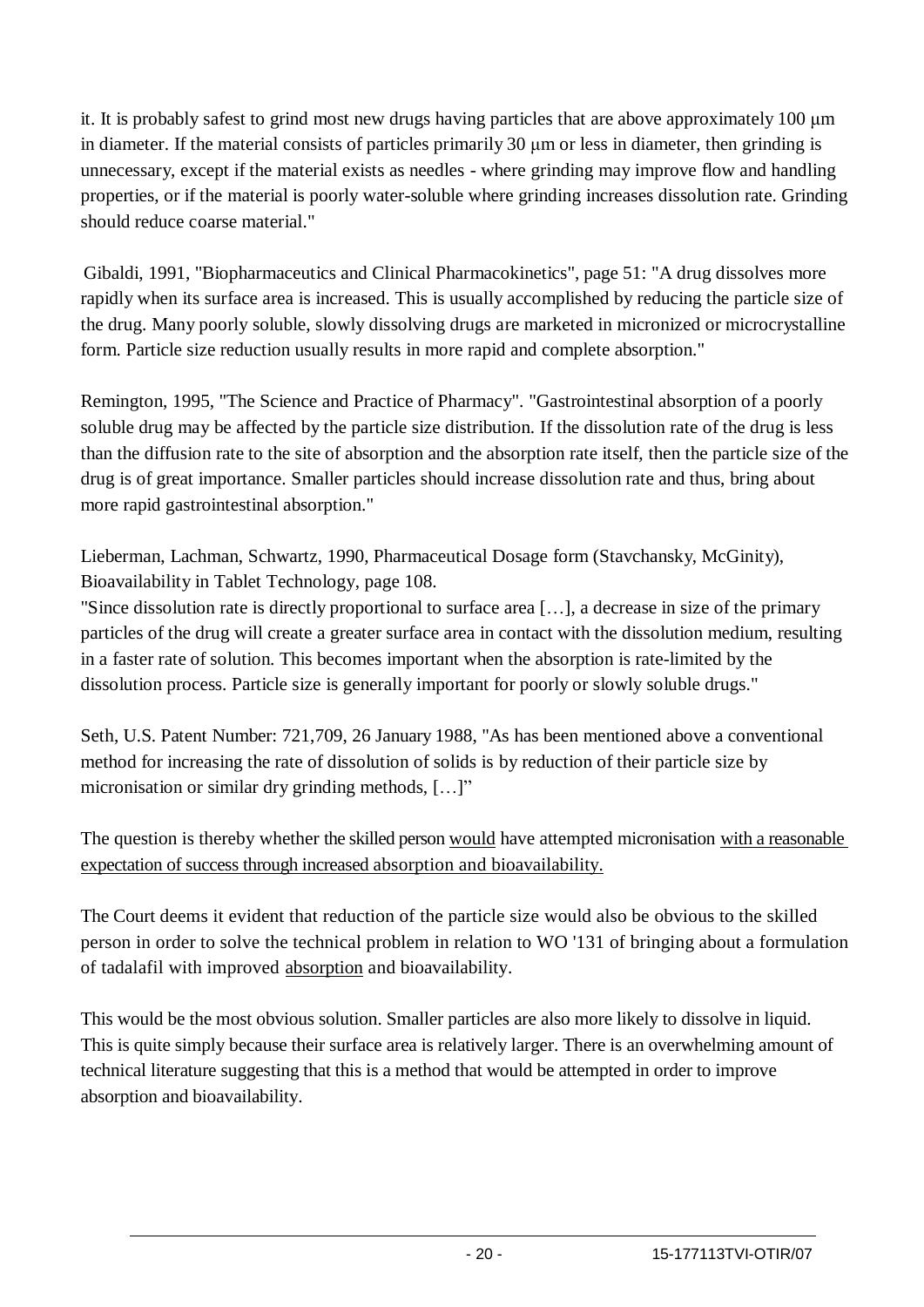it. It is probably safest to grind most new drugs having particles that are above approximately 100 μm in diameter. If the material consists of particles primarily 30 μm or less in diameter, then grinding is unnecessary, except if the material exists as needles - where grinding may improve flow and handling properties, or if the material is poorly water-soluble where grinding increases dissolution rate. Grinding should reduce coarse material."

Gibaldi, 1991, "Biopharmaceutics and Clinical Pharmacokinetics", page 51: "A drug dissolves more rapidly when its surface area is increased. This is usually accomplished by reducing the particle size of the drug. Many poorly soluble, slowly dissolving drugs are marketed in micronized or microcrystalline form. Particle size reduction usually results in more rapid and complete absorption."

Remington, 1995, "The Science and Practice of Pharmacy". "Gastrointestinal absorption of a poorly soluble drug may be affected by the particle size distribution. If the dissolution rate of the drug is less than the diffusion rate to the site of absorption and the absorption rate itself, then the particle size of the drug is of great importance. Smaller particles should increase dissolution rate and thus, bring about more rapid gastrointestinal absorption."

Lieberman, Lachman, Schwartz, 1990, Pharmaceutical Dosage form (Stavchansky, McGinity), Bioavailability in Tablet Technology, page 108.
"Since dissolution rate is directly proportional to surface area […], a decrease in size of the primary particles of the drug will create a greater surface area in contact with the dissolution medium, resulting in a faster rate of solution. This becomes important when the absorption is rate-limited by the dissolution process. Particle size is generally important for poorly or slowly soluble drugs."

Seth, U.S. Patent Number: 721,709, 26 January 1988, "As has been mentioned above a conventional method for increasing the rate of dissolution of solids is by reduction of their particle size by micronisation or similar dry grinding methods, […]"

The question is thereby whether the skilled person <u>would</u> have attempted micronisation <u>with a reasonable expectation of success through increased absorption and bioavailability.</u>

The Court deems it evident that reduction of the particle size would also be obvious to the skilled person in order to solve the technical problem in relation to WO '131 of bringing about a formulation of tadalafil with improved <u>absorption</u> and bioavailability.

This would be the most obvious solution. Smaller particles are also more likely to dissolve in liquid. This is quite simply because their surface area is relatively larger. There is an overwhelming amount of technical literature suggesting that this is a method that would be attempted in order to improve absorption and bioavailability.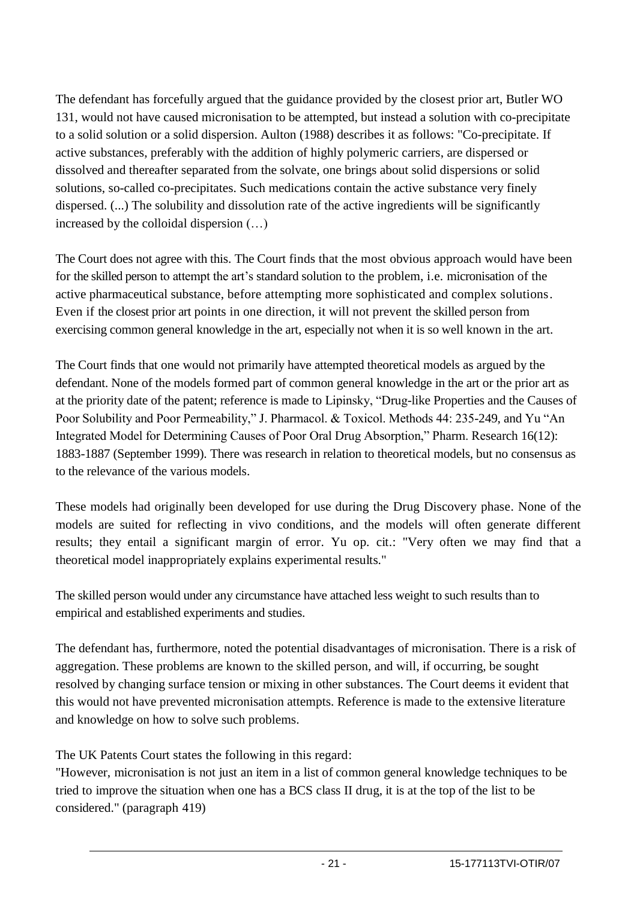The defendant has forcefully argued that the guidance provided by the closest prior art, Butler WO 131, would not have caused micronisation to be attempted, but instead a solution with co-precipitate to a solid solution or a solid dispersion. Aulton (1988) describes it as follows: "Co-precipitate. If active substances, preferably with the addition of highly polymeric carriers, are dispersed or dissolved and thereafter separated from the solvate, one brings about solid dispersions or solid solutions, so-called co-precipitates. Such medications contain the active substance very finely dispersed. (...) The solubility and dissolution rate of the active ingredients will be significantly increased by the colloidal dispersion (…)

The Court does not agree with this. The Court finds that the most obvious approach would have been for the skilled person to attempt the art's standard solution to the problem, i.e. micronisation of the active pharmaceutical substance, before attempting more sophisticated and complex solutions. Even if the closest prior art points in one direction, it will not prevent the skilled person from exercising common general knowledge in the art, especially not when it is so well known in the art.

The Court finds that one would not primarily have attempted theoretical models as argued by the defendant. None of the models formed part of common general knowledge in the art or the prior art as at the priority date of the patent; reference is made to Lipinsky, "Drug-like Properties and the Causes of Poor Solubility and Poor Permeability," J. Pharmacol. & Toxicol. Methods 44: 235-249, and Yu "An Integrated Model for Determining Causes of Poor Oral Drug Absorption," Pharm. Research 16(12): 1883-1887 (September 1999). There was research in relation to theoretical models, but no consensus as to the relevance of the various models.

These models had originally been developed for use during the Drug Discovery phase. None of the models are suited for reflecting in vivo conditions, and the models will often generate different results; they entail a significant margin of error. Yu op. cit.: "Very often we may find that a theoretical model inappropriately explains experimental results."

The skilled person would under any circumstance have attached less weight to such results than to empirical and established experiments and studies.

The defendant has, furthermore, noted the potential disadvantages of micronisation. There is a risk of aggregation. These problems are known to the skilled person, and will, if occurring, be sought resolved by changing surface tension or mixing in other substances. The Court deems it evident that this would not have prevented micronisation attempts. Reference is made to the extensive literature and knowledge on how to solve such problems.

The UK Patents Court states the following in this regard:
"However, micronisation is not just an item in a list of common general knowledge techniques to be tried to improve the situation when one has a BCS class II drug, it is at the top of the list to be considered." (paragraph 419)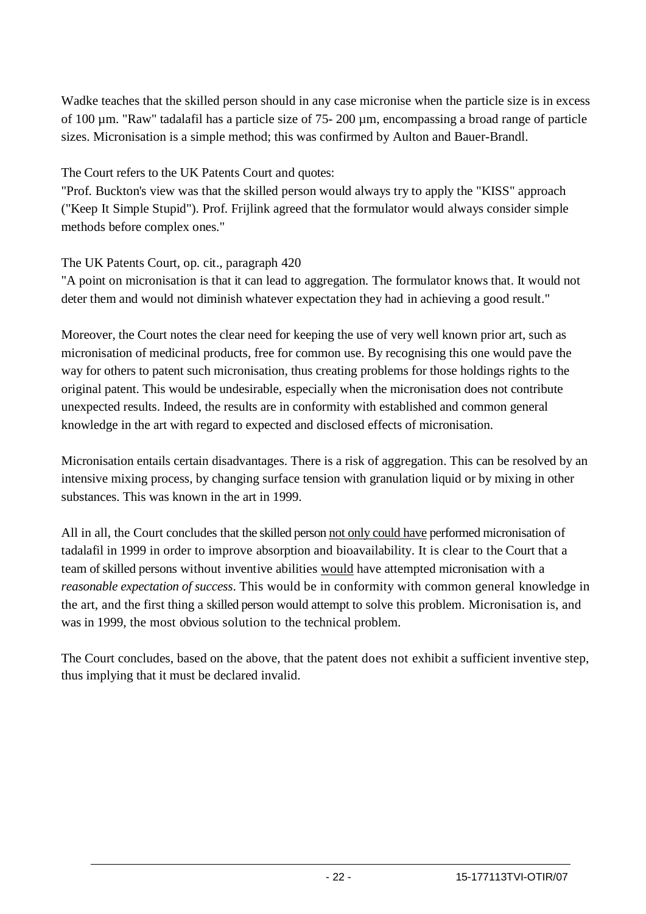Wadke teaches that the skilled person should in any case micronise when the particle size is in excess of 100 µm. "Raw" tadalafil has a particle size of 75- 200 µm, encompassing a broad range of particle sizes. Micronisation is a simple method; this was confirmed by Aulton and Bauer-Brandl.

The Court refers to the UK Patents Court and quotes:
"Prof. Buckton's view was that the skilled person would always try to apply the "KISS" approach ("Keep It Simple Stupid"). Prof. Frijlink agreed that the formulator would always consider simple methods before complex ones."

The UK Patents Court, op. cit., paragraph 420
"A point on micronisation is that it can lead to aggregation. The formulator knows that. It would not deter them and would not diminish whatever expectation they had in achieving a good result."

Moreover, the Court notes the clear need for keeping the use of very well known prior art, such as micronisation of medicinal products, free for common use. By recognising this one would pave the way for others to patent such micronisation, thus creating problems for those holdings rights to the original patent. This would be undesirable, especially when the micronisation does not contribute unexpected results. Indeed, the results are in conformity with established and common general knowledge in the art with regard to expected and disclosed effects of micronisation.

Micronisation entails certain disadvantages. There is a risk of aggregation. This can be resolved by an intensive mixing process, by changing surface tension with granulation liquid or by mixing in other substances. This was known in the art in 1999.

All in all, the Court concludes that the skilled person not only could have performed micronisation of tadalafil in 1999 in order to improve absorption and bioavailability. It is clear to the Court that a team of skilled persons without inventive abilities would have attempted micronisation with a *reasonable expectation of success*. This would be in conformity with common general knowledge in the art, and the first thing a skilled person would attempt to solve this problem. Micronisation is, and was in 1999, the most obvious solution to the technical problem.

The Court concludes, based on the above, that the patent does not exhibit a sufficient inventive step, thus implying that it must be declared invalid.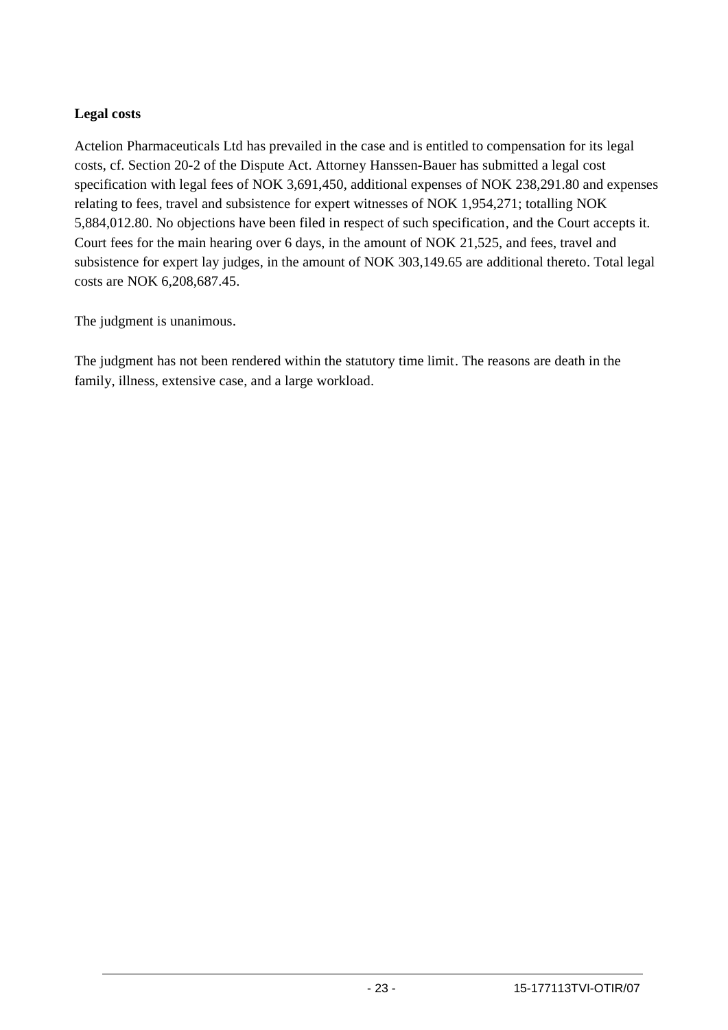**Legal costs**

Actelion Pharmaceuticals Ltd has prevailed in the case and is entitled to compensation for its legal costs, cf. Section 20-2 of the Dispute Act. Attorney Hanssen-Bauer has submitted a legal cost specification with legal fees of NOK 3,691,450, additional expenses of NOK 238,291.80 and expenses relating to fees, travel and subsistence for expert witnesses of NOK 1,954,271; totalling NOK 5,884,012.80. No objections have been filed in respect of such specification, and the Court accepts it. Court fees for the main hearing over 6 days, in the amount of NOK 21,525, and fees, travel and subsistence for expert lay judges, in the amount of NOK 303,149.65 are additional thereto. Total legal costs are NOK 6,208,687.45.

The judgment is unanimous.

The judgment has not been rendered within the statutory time limit. The reasons are death in the family, illness, extensive case, and a large workload.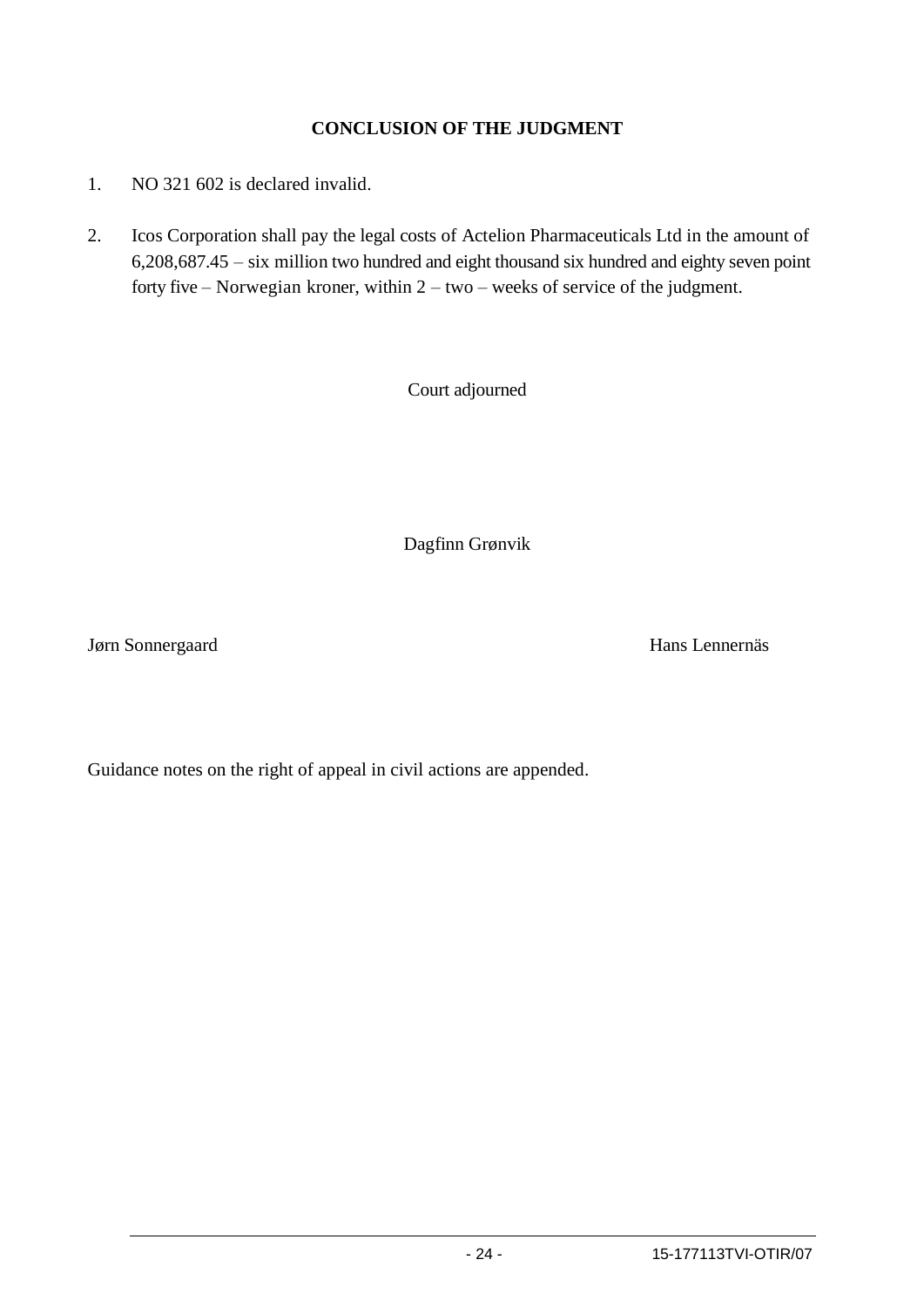**CONCLUSION OF THE JUDGMENT**

1. NO 321 602 is declared invalid.

2. Icos Corporation shall pay the legal costs of Actelion Pharmaceuticals Ltd in the amount of 6,208,687.45 – six million two hundred and eight thousand six hundred and eighty seven point forty five – Norwegian kroner, within 2 – two – weeks of service of the judgment.

Court adjourned

Dagfinn Grønvik

Jørn Sonnergaard                                                                                    Hans Lennernäs

Guidance notes on the right of appeal in civil actions are appended.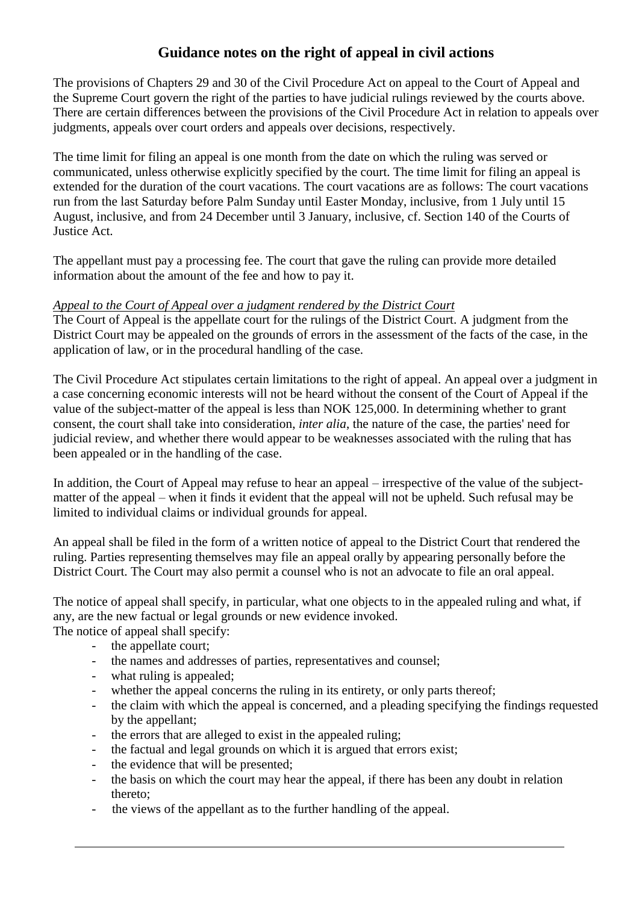# Guidance notes on the right of appeal in civil actions

The provisions of Chapters 29 and 30 of the Civil Procedure Act on appeal to the Court of Appeal and the Supreme Court govern the right of the parties to have judicial rulings reviewed by the courts above. There are certain differences between the provisions of the Civil Procedure Act in relation to appeals over judgments, appeals over court orders and appeals over decisions, respectively.

The time limit for filing an appeal is one month from the date on which the ruling was served or communicated, unless otherwise explicitly specified by the court. The time limit for filing an appeal is extended for the duration of the court vacations. The court vacations are as follows: The court vacations run from the last Saturday before Palm Sunday until Easter Monday, inclusive, from 1 July until 15 August, inclusive, and from 24 December until 3 January, inclusive, cf. Section 140 of the Courts of Justice Act.

The appellant must pay a processing fee. The court that gave the ruling can provide more detailed information about the amount of the fee and how to pay it.

*Appeal to the Court of Appeal over a judgment rendered by the District Court*

The Court of Appeal is the appellate court for the rulings of the District Court. A judgment from the District Court may be appealed on the grounds of errors in the assessment of the facts of the case, in the application of law, or in the procedural handling of the case.

The Civil Procedure Act stipulates certain limitations to the right of appeal. An appeal over a judgment in a case concerning economic interests will not be heard without the consent of the Court of Appeal if the value of the subject-matter of the appeal is less than NOK 125,000. In determining whether to grant consent, the court shall take into consideration, *inter alia*, the nature of the case, the parties' need for judicial review, and whether there would appear to be weaknesses associated with the ruling that has been appealed or in the handling of the case.

In addition, the Court of Appeal may refuse to hear an appeal – irrespective of the value of the subject-matter of the appeal – when it finds it evident that the appeal will not be upheld. Such refusal may be limited to individual claims or individual grounds for appeal.

An appeal shall be filed in the form of a written notice of appeal to the District Court that rendered the ruling. Parties representing themselves may file an appeal orally by appearing personally before the District Court. The Court may also permit a counsel who is not an advocate to file an oral appeal.

The notice of appeal shall specify, in particular, what one objects to in the appealed ruling and what, if any, are the new factual or legal grounds or new evidence invoked.
The notice of appeal shall specify:

- the appellate court;
- the names and addresses of parties, representatives and counsel;
- what ruling is appealed;
- whether the appeal concerns the ruling in its entirety, or only parts thereof;
- the claim with which the appeal is concerned, and a pleading specifying the findings requested by the appellant;
- the errors that are alleged to exist in the appealed ruling;
- the factual and legal grounds on which it is argued that errors exist;
- the evidence that will be presented;
- the basis on which the court may hear the appeal, if there has been any doubt in relation thereto;
- the views of the appellant as to the further handling of the appeal.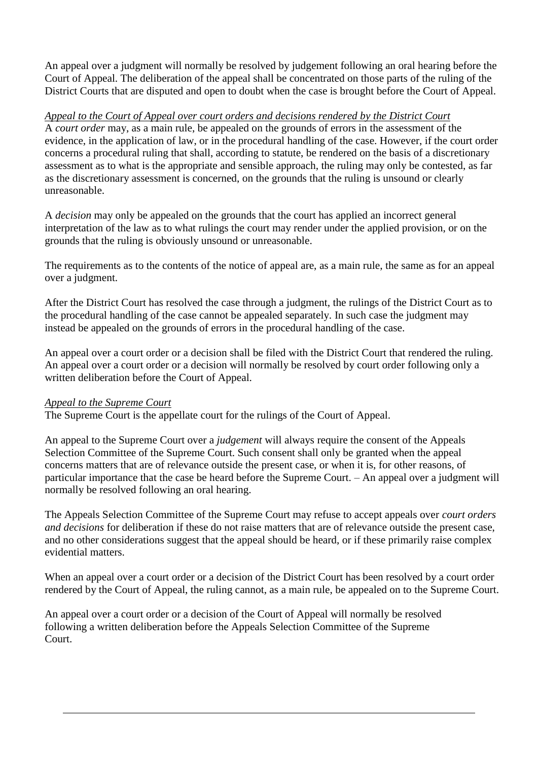An appeal over a judgment will normally be resolved by judgement following an oral hearing before the Court of Appeal. The deliberation of the appeal shall be concentrated on those parts of the ruling of the District Courts that are disputed and open to doubt when the case is brought before the Court of Appeal.

*Appeal to the Court of Appeal over court orders and decisions rendered by the District Court*

A *court order* may, as a main rule, be appealed on the grounds of errors in the assessment of the evidence, in the application of law, or in the procedural handling of the case. However, if the court order concerns a procedural ruling that shall, according to statute, be rendered on the basis of a discretionary assessment as to what is the appropriate and sensible approach, the ruling may only be contested, as far as the discretionary assessment is concerned, on the grounds that the ruling is unsound or clearly unreasonable.

A *decision* may only be appealed on the grounds that the court has applied an incorrect general interpretation of the law as to what rulings the court may render under the applied provision, or on the grounds that the ruling is obviously unsound or unreasonable.

The requirements as to the contents of the notice of appeal are, as a main rule, the same as for an appeal over a judgment.

After the District Court has resolved the case through a judgment, the rulings of the District Court as to the procedural handling of the case cannot be appealed separately. In such case the judgment may instead be appealed on the grounds of errors in the procedural handling of the case.

An appeal over a court order or a decision shall be filed with the District Court that rendered the ruling. An appeal over a court order or a decision will normally be resolved by court order following only a written deliberation before the Court of Appeal.

*Appeal to the Supreme Court*

The Supreme Court is the appellate court for the rulings of the Court of Appeal.

An appeal to the Supreme Court over a *judgement* will always require the consent of the Appeals Selection Committee of the Supreme Court. Such consent shall only be granted when the appeal concerns matters that are of relevance outside the present case, or when it is, for other reasons, of particular importance that the case be heard before the Supreme Court. – An appeal over a judgment will normally be resolved following an oral hearing.

The Appeals Selection Committee of the Supreme Court may refuse to accept appeals over *court orders and decisions* for deliberation if these do not raise matters that are of relevance outside the present case, and no other considerations suggest that the appeal should be heard, or if these primarily raise complex evidential matters.

When an appeal over a court order or a decision of the District Court has been resolved by a court order rendered by the Court of Appeal, the ruling cannot, as a main rule, be appealed on to the Supreme Court.

An appeal over a court order or a decision of the Court of Appeal will normally be resolved following a written deliberation before the Appeals Selection Committee of the Supreme Court.